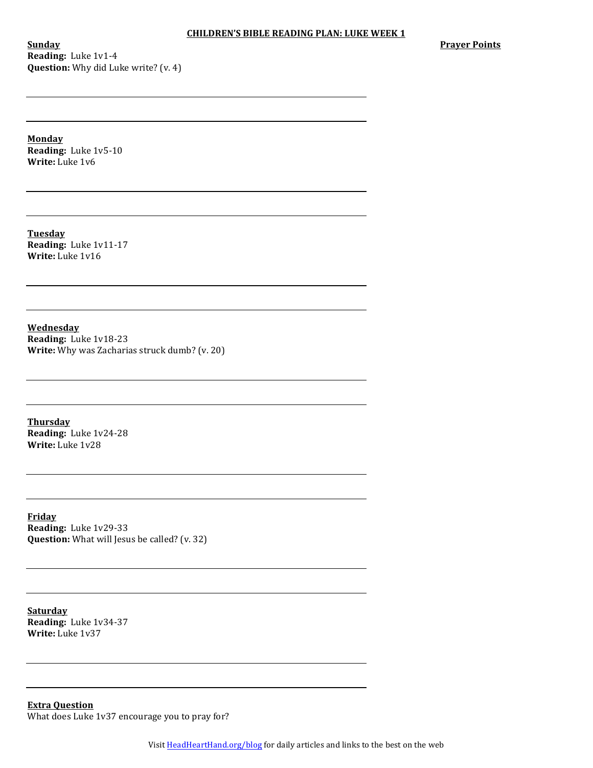# CHILDREN'S BIBLE READING PLAN: LUKE WEEK 1

**Prayer Points**

**Sunday**
**Reading:** Luke 1v1-4
**Question:** Why did Luke write? (v. 4)

**Monday**
**Reading:** Luke 1v5-10
**Write:** Luke 1v6

**Tuesday**
**Reading:** Luke 1v11-17
**Write:** Luke 1v16

**Wednesday**
**Reading:** Luke 1v18-23
**Write:** Why was Zacharias struck dumb? (v. 20)

**Thursday**
**Reading:** Luke 1v24-28
**Write:** Luke 1v28

**Friday**
**Reading:** Luke 1v29-33
**Question:** What will Jesus be called? (v. 32)

**Saturday**
**Reading:** Luke 1v34-37
**Write:** Luke 1v37

**Extra Question**
What does Luke 1v37 encourage you to pray for?

Visit HeadHeartHand.org/blog for daily articles and links to the best on the web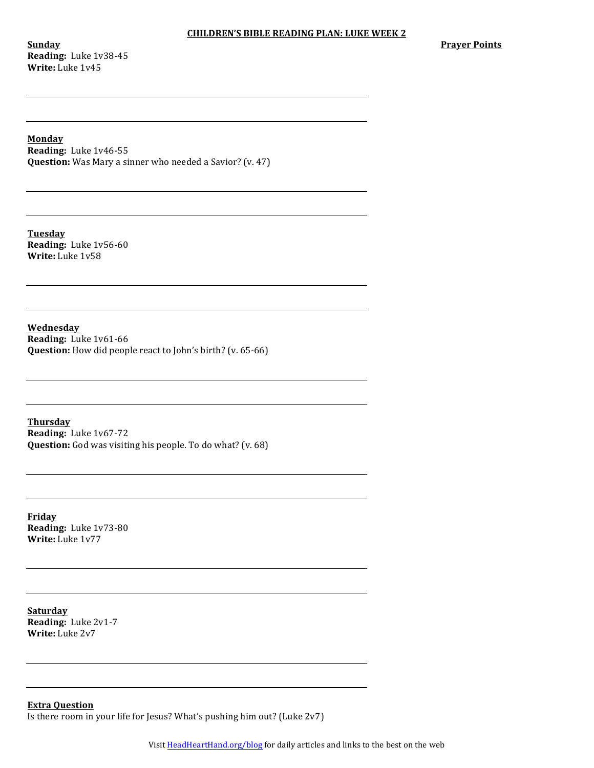# CHILDREN'S BIBLE READING PLAN: LUKE WEEK 2

**Prayer Points**

**Sunday**
**Reading:** Luke 1v38-45
**Write:** Luke 1v45

---

---

**Monday**
**Reading:** Luke 1v46-55
**Question:** Was Mary a sinner who needed a Savior? (v. 47)

---

---

**Tuesday**
**Reading:** Luke 1v56-60
**Write:** Luke 1v58

---

---

**Wednesday**
**Reading:** Luke 1v61-66
**Question:** How did people react to John's birth? (v. 65-66)

---

---

**Thursday**
**Reading:** Luke 1v67-72
**Question:** God was visiting his people. To do what? (v. 68)

---

---

**Friday**
**Reading:** Luke 1v73-80
**Write:** Luke 1v77

---

---

**Saturday**
**Reading:** Luke 2v1-7
**Write:** Luke 2v7

---

---

**Extra Question**
Is there room in your life for Jesus? What's pushing him out? (Luke 2v7)

Visit HeadHeartHand.org/blog for daily articles and links to the best on the web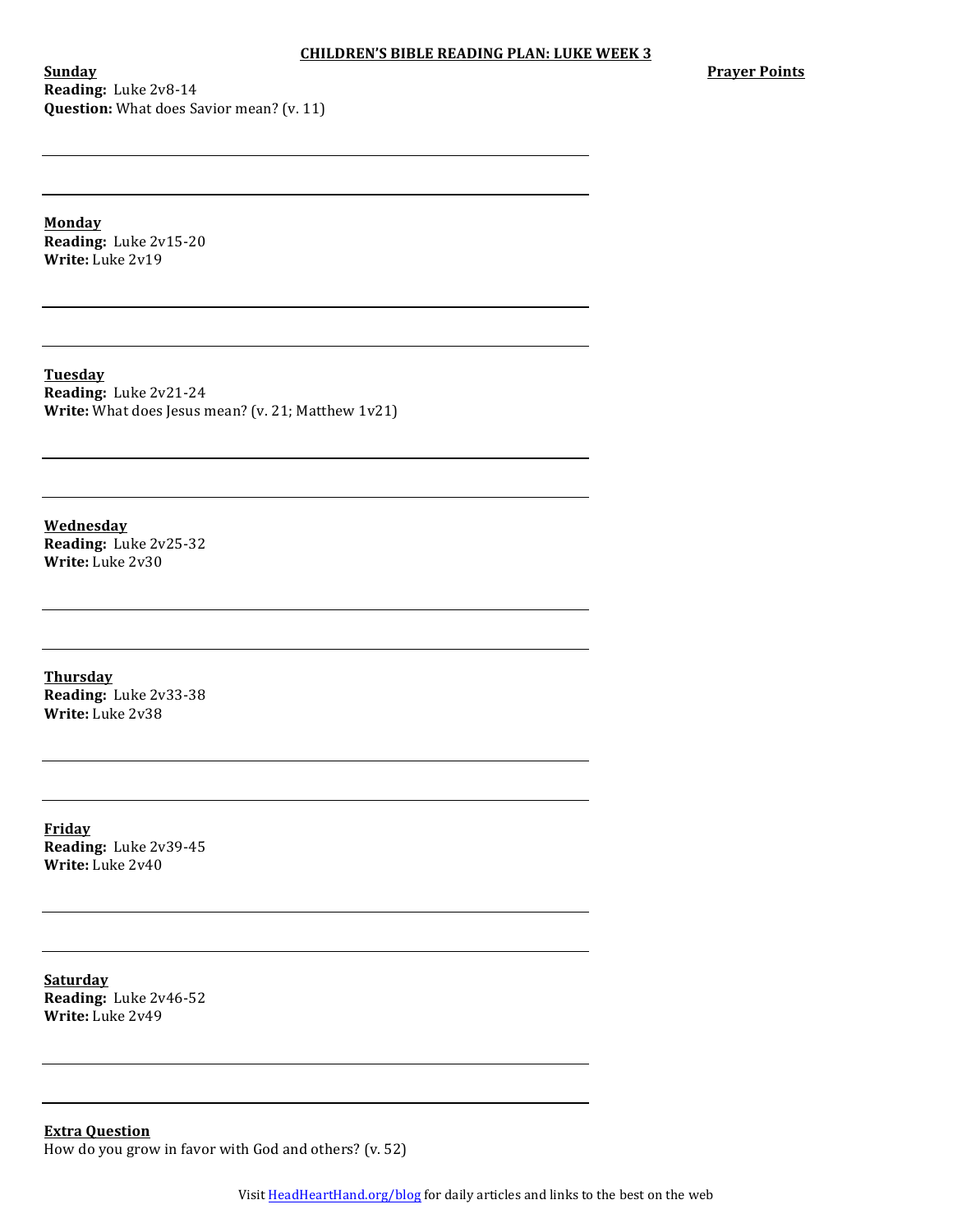# CHILDREN'S BIBLE READING PLAN: LUKE WEEK 3

**Prayer Points**

**Sunday**
**Reading:** Luke 2v8-14
**Question:** What does Savior mean? (v. 11)

**Monday**
**Reading:** Luke 2v15-20
**Write:** Luke 2v19

**Tuesday**
**Reading:** Luke 2v21-24
**Write:** What does Jesus mean? (v. 21; Matthew 1v21)

**Wednesday**
**Reading:** Luke 2v25-32
**Write:** Luke 2v30

**Thursday**
**Reading:** Luke 2v33-38
**Write:** Luke 2v38

**Friday**
**Reading:** Luke 2v39-45
**Write:** Luke 2v40

**Saturday**
**Reading:** Luke 2v46-52
**Write:** Luke 2v49

**Extra Question**
How do you grow in favor with God and others? (v. 52)

Visit HeadHeartHand.org/blog for daily articles and links to the best on the web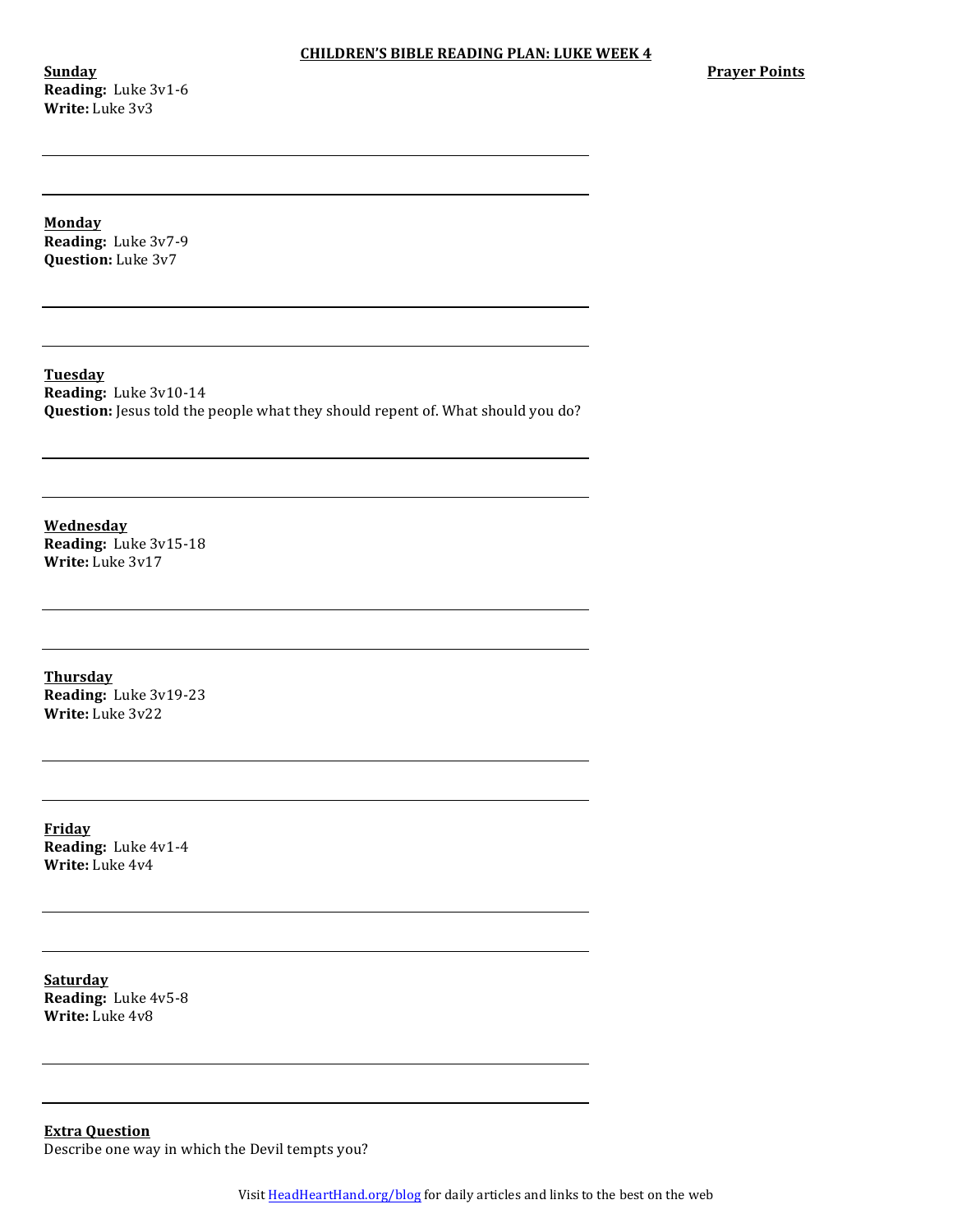# CHILDREN'S BIBLE READING PLAN: LUKE WEEK 4

**Prayer Points**

**Sunday**
**Reading:** Luke 3v1-6
**Write:** Luke 3v3

**Monday**
**Reading:** Luke 3v7-9
**Question:** Luke 3v7

**Tuesday**
**Reading:** Luke 3v10-14
**Question:** Jesus told the people what they should repent of. What should you do?

**Wednesday**
**Reading:** Luke 3v15-18
**Write:** Luke 3v17

**Thursday**
**Reading:** Luke 3v19-23
**Write:** Luke 3v22

**Friday**
**Reading:** Luke 4v1-4
**Write:** Luke 4v4

**Saturday**
**Reading:** Luke 4v5-8
**Write:** Luke 4v8

**Extra Question**
Describe one way in which the Devil tempts you?

Visit [HeadHeartHand.org/blog](HeadHeartHand.org/blog) for daily articles and links to the best on the web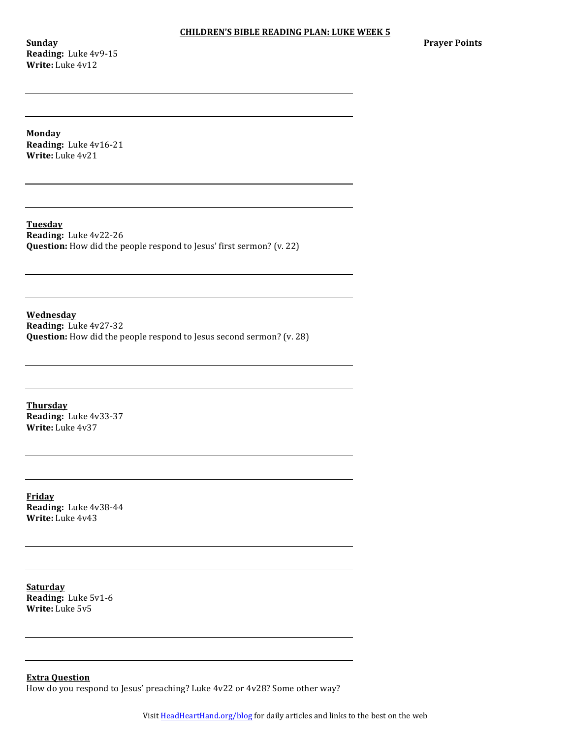# CHILDREN'S BIBLE READING PLAN: LUKE WEEK 5

**Prayer Points**

**Sunday**
**Reading:** Luke 4v9-15
**Write:** Luke 4v12

**Monday**
**Reading:** Luke 4v16-21
**Write:** Luke 4v21

**Tuesday**
**Reading:** Luke 4v22-26
**Question:** How did the people respond to Jesus' first sermon? (v. 22)

**Wednesday**
**Reading:** Luke 4v27-32
**Question:** How did the people respond to Jesus second sermon? (v. 28)

**Thursday**
**Reading:** Luke 4v33-37
**Write:** Luke 4v37

**Friday**
**Reading:** Luke 4v38-44
**Write:** Luke 4v43

**Saturday**
**Reading:** Luke 5v1-6
**Write:** Luke 5v5

**Extra Question**
How do you respond to Jesus' preaching? Luke 4v22 or 4v28? Some other way?

Visit HeadHeartHand.org/blog for daily articles and links to the best on the web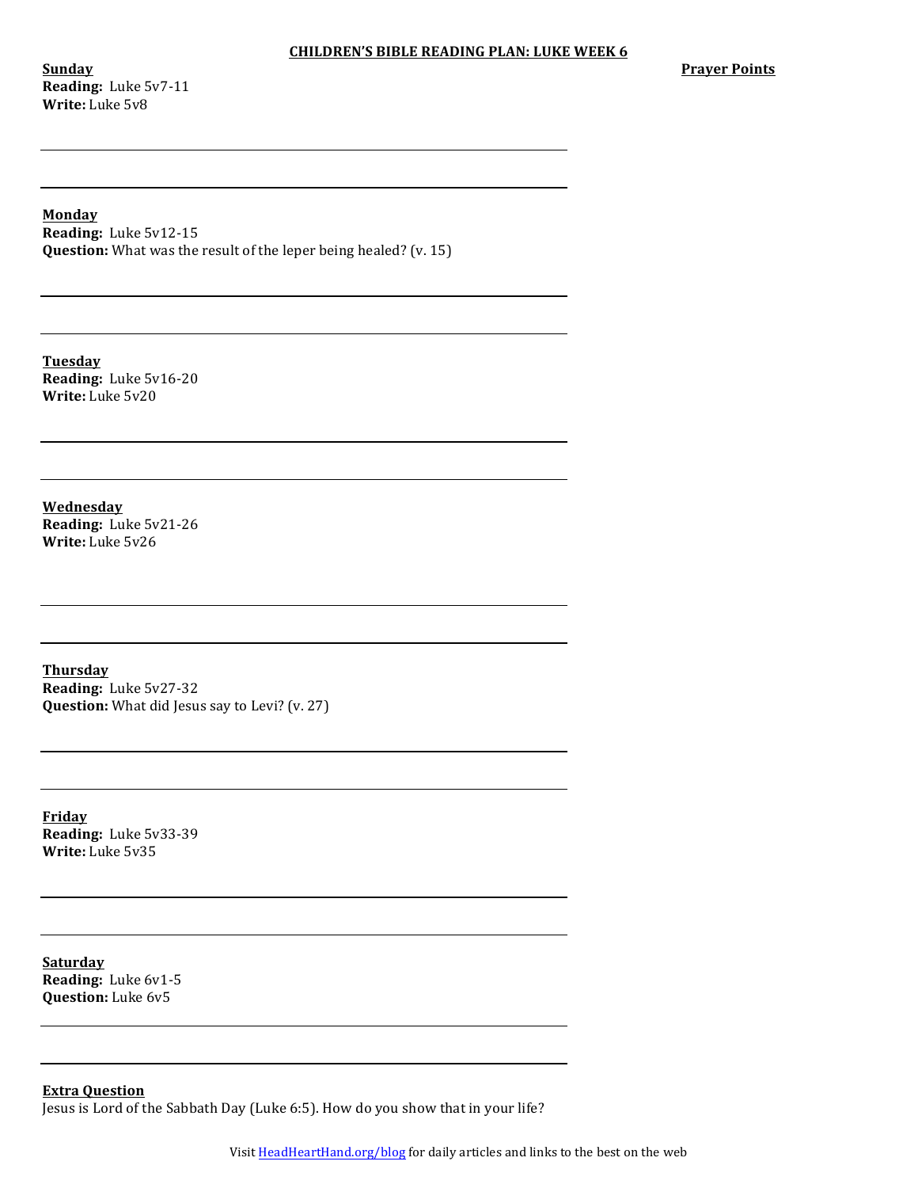# CHILDREN'S BIBLE READING PLAN: LUKE WEEK 6

**Prayer Points**

**Sunday**
**Reading:** Luke 5v7-11
**Write:** Luke 5v8

**Monday**
**Reading:** Luke 5v12-15
**Question:** What was the result of the leper being healed? (v. 15)

**Tuesday**
**Reading:** Luke 5v16-20
**Write:** Luke 5v20

**Wednesday**
**Reading:** Luke 5v21-26
**Write:** Luke 5v26

**Thursday**
**Reading:** Luke 5v27-32
**Question:** What did Jesus say to Levi? (v. 27)

**Friday**
**Reading:** Luke 5v33-39
**Write:** Luke 5v35

**Saturday**
**Reading:** Luke 6v1-5
**Question:** Luke 6v5

**Extra Question**
Jesus is Lord of the Sabbath Day (Luke 6:5). How do you show that in your life?

Visit HeadHeartHand.org/blog for daily articles and links to the best on the web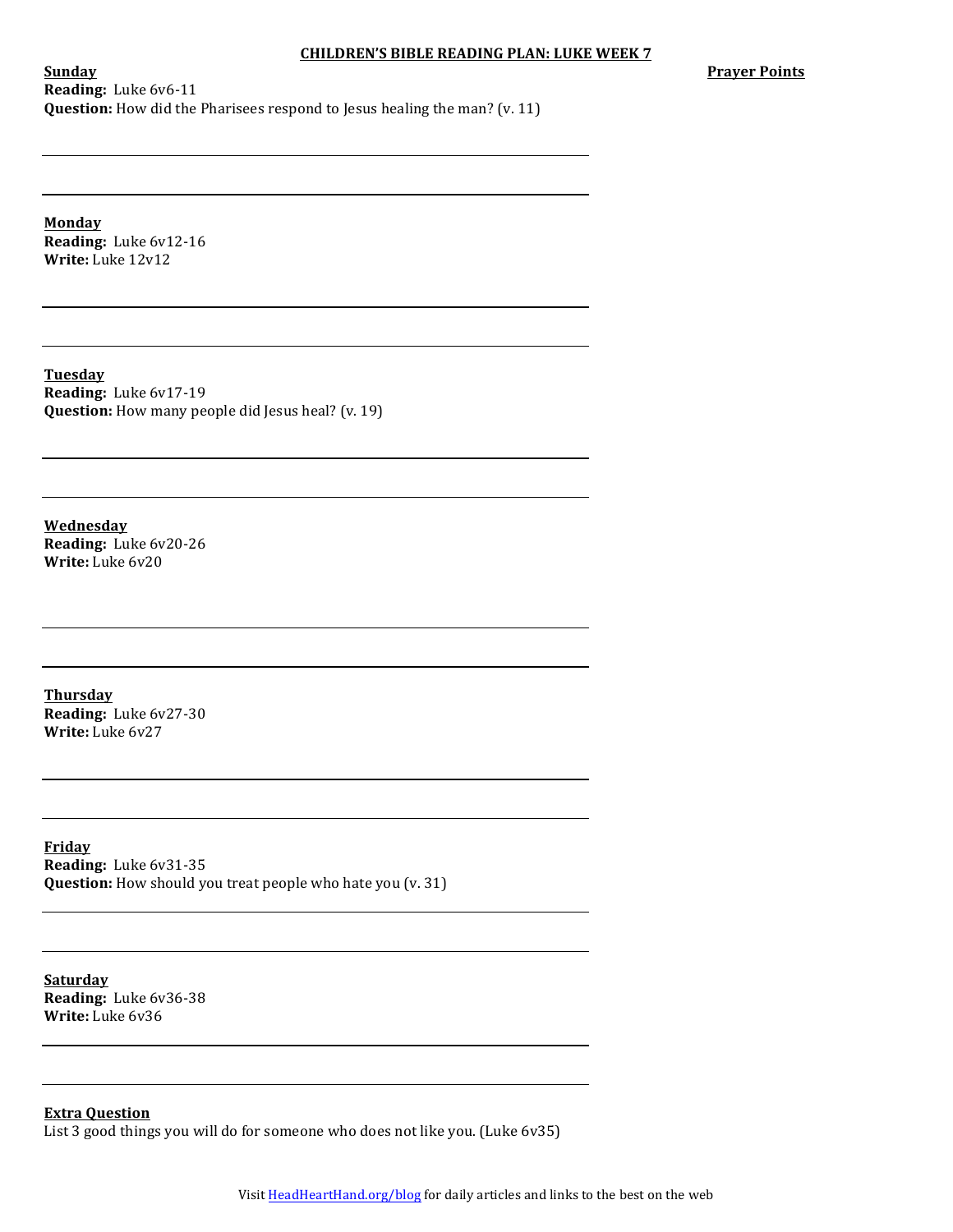# CHILDREN'S BIBLE READING PLAN: LUKE WEEK 7

**Prayer Points**

**Sunday**
**Reading:** Luke 6v6-11
**Question:** How did the Pharisees respond to Jesus healing the man? (v. 11)

**Monday**
**Reading:** Luke 6v12-16
**Write:** Luke 12v12

**Tuesday**
**Reading:** Luke 6v17-19
**Question:** How many people did Jesus heal? (v. 19)

**Wednesday**
**Reading:** Luke 6v20-26
**Write:** Luke 6v20

**Thursday**
**Reading:** Luke 6v27-30
**Write:** Luke 6v27

**Friday**
**Reading:** Luke 6v31-35
**Question:** How should you treat people who hate you (v. 31)

**Saturday**
**Reading:** Luke 6v36-38
**Write:** Luke 6v36

**Extra Question**
List 3 good things you will do for someone who does not like you. (Luke 6v35)

Visit HeadHeartHand.org/blog for daily articles and links to the best on the web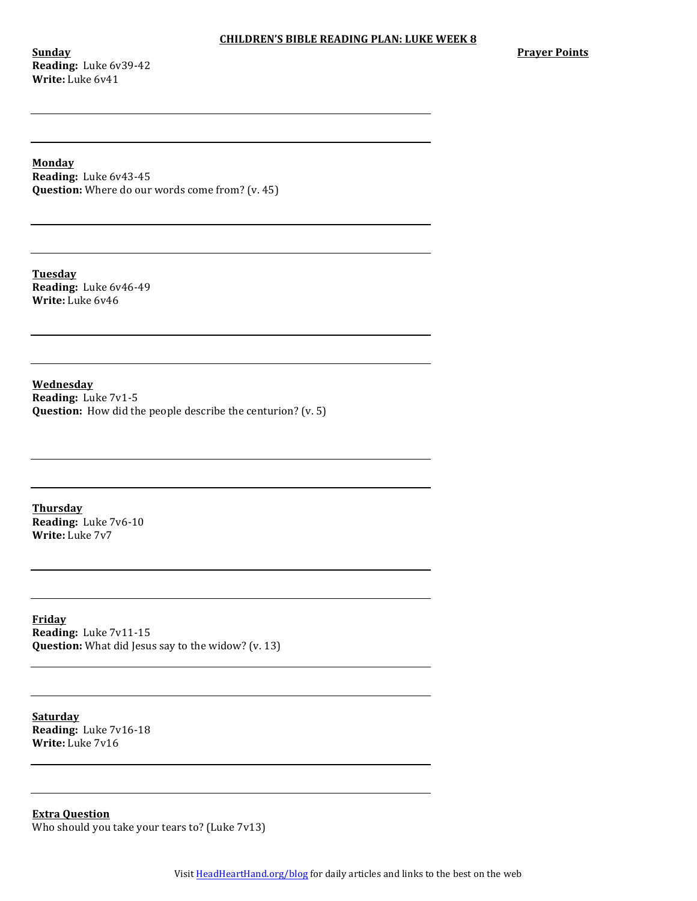# CHILDREN'S BIBLE READING PLAN: LUKE WEEK 8

**Prayer Points**

**Sunday**
**Reading:** Luke 6v39-42
**Write:** Luke 6v41

**Monday**
**Reading:** Luke 6v43-45
**Question:** Where do our words come from? (v. 45)

**Tuesday**
**Reading:** Luke 6v46-49
**Write:** Luke 6v46

**Wednesday**
**Reading:** Luke 7v1-5
**Question:** How did the people describe the centurion? (v. 5)

**Thursday**
**Reading:** Luke 7v6-10
**Write:** Luke 7v7

**Friday**
**Reading:** Luke 7v11-15
**Question:** What did Jesus say to the widow? (v. 13)

**Saturday**
**Reading:** Luke 7v16-18
**Write:** Luke 7v16

**Extra Question**
Who should you take your tears to? (Luke 7v13)

Visit HeadHeartHand.org/blog for daily articles and links to the best on the web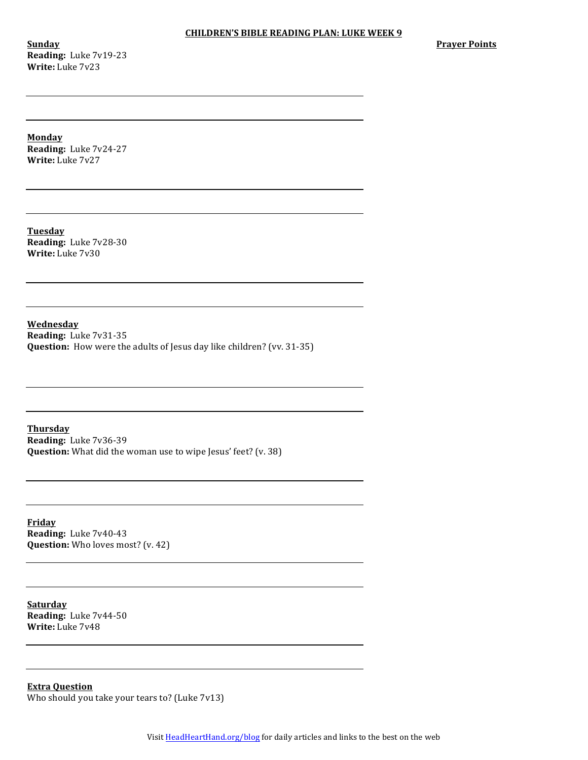# CHILDREN'S BIBLE READING PLAN: LUKE WEEK 9

**Prayer Points**

**Sunday**
**Reading:** Luke 7v19-23
**Write:** Luke 7v23

**Monday**
**Reading:** Luke 7v24-27
**Write:** Luke 7v27

**Tuesday**
**Reading:** Luke 7v28-30
**Write:** Luke 7v30

**Wednesday**
**Reading:** Luke 7v31-35
**Question:** How were the adults of Jesus day like children? (vv. 31-35)

**Thursday**
**Reading:** Luke 7v36-39
**Question:** What did the woman use to wipe Jesus' feet? (v. 38)

**Friday**
**Reading:** Luke 7v40-43
**Question:** Who loves most? (v. 42)

**Saturday**
**Reading:** Luke 7v44-50
**Write:** Luke 7v48

**Extra Question**
Who should you take your tears to? (Luke 7v13)

Visit HeadHeartHand.org/blog for daily articles and links to the best on the web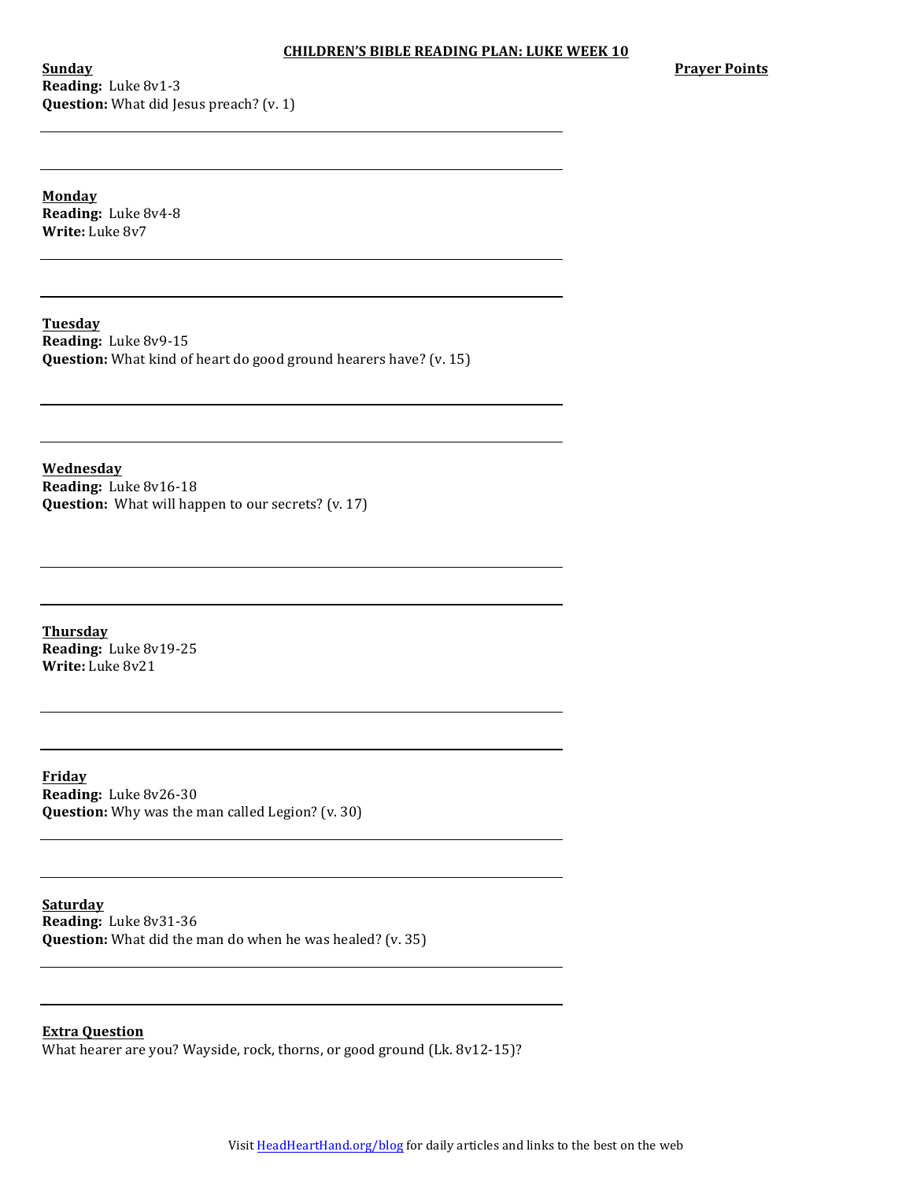# CHILDREN'S BIBLE READING PLAN: LUKE WEEK 10

**Prayer Points**

**Sunday**
**Reading:** Luke 8v1-3
**Question:** What did Jesus preach? (v. 1)

**Monday**
**Reading:** Luke 8v4-8
**Write:** Luke 8v7

**Tuesday**
**Reading:** Luke 8v9-15
**Question:** What kind of heart do good ground hearers have? (v. 15)

**Wednesday**
**Reading:** Luke 8v16-18
**Question:** What will happen to our secrets? (v. 17)

**Thursday**
**Reading:** Luke 8v19-25
**Write:** Luke 8v21

**Friday**
**Reading:** Luke 8v26-30
**Question:** Why was the man called Legion? (v. 30)

**Saturday**
**Reading:** Luke 8v31-36
**Question:** What did the man do when he was healed? (v. 35)

**Extra Question**
What hearer are you? Wayside, rock, thorns, or good ground (Lk. 8v12-15)?

Visit HeadHeartHand.org/blog for daily articles and links to the best on the web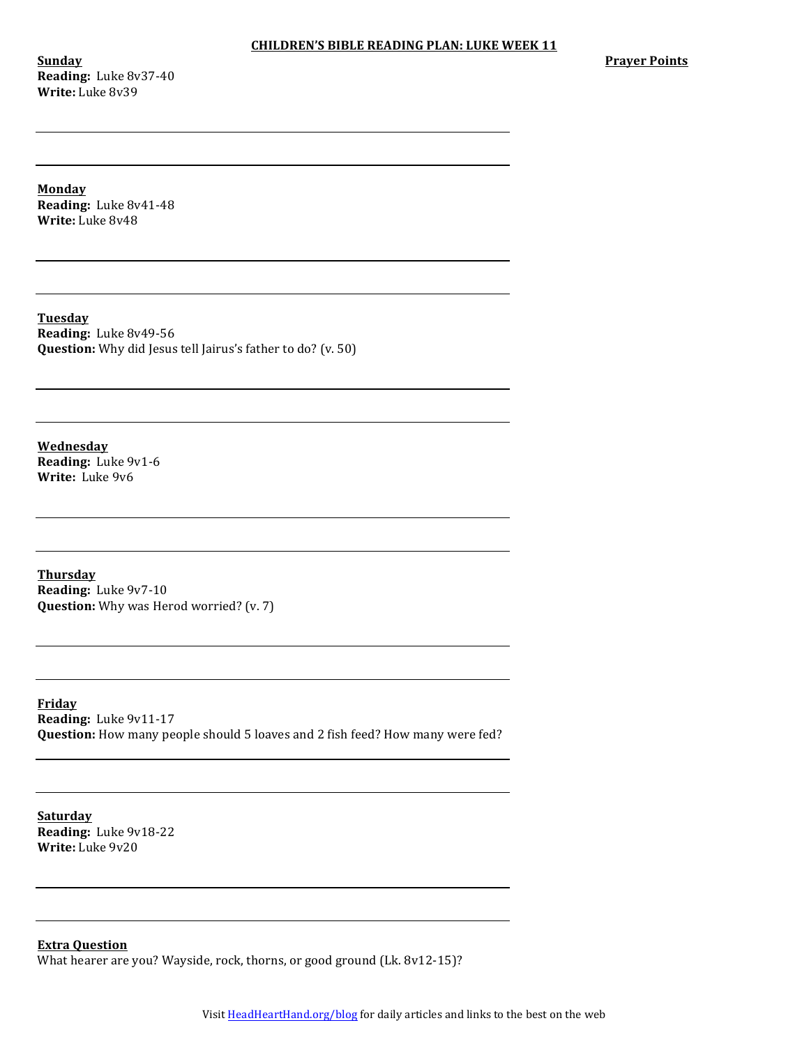# CHILDREN'S BIBLE READING PLAN: LUKE WEEK 11

**Prayer Points**

**Sunday**
**Reading:** Luke 8v37-40
**Write:** Luke 8v39

**Monday**
**Reading:** Luke 8v41-48
**Write:** Luke 8v48

**Tuesday**
**Reading:** Luke 8v49-56
**Question:** Why did Jesus tell Jairus's father to do? (v. 50)

**Wednesday**
**Reading:** Luke 9v1-6
**Write:** Luke 9v6

**Thursday**
**Reading:** Luke 9v7-10
**Question:** Why was Herod worried? (v. 7)

**Friday**
**Reading:** Luke 9v11-17
**Question:** How many people should 5 loaves and 2 fish feed? How many were fed?

**Saturday**
**Reading:** Luke 9v18-22
**Write:** Luke 9v20

**Extra Question**
What hearer are you? Wayside, rock, thorns, or good ground (Lk. 8v12-15)?

Visit HeadHeartHand.org/blog for daily articles and links to the best on the web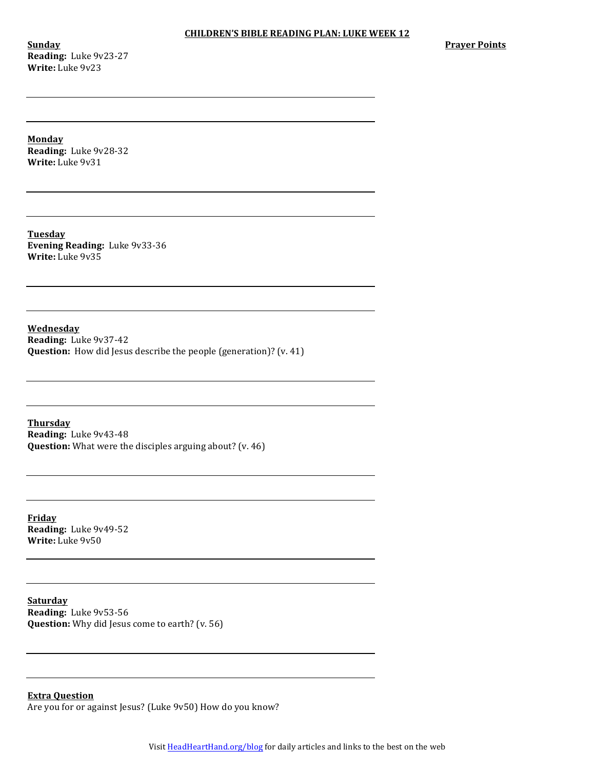# CHILDREN'S BIBLE READING PLAN: LUKE WEEK 12

**Prayer Points**

**Sunday**
**Reading:** Luke 9v23-27
**Write:** Luke 9v23

**Monday**
**Reading:** Luke 9v28-32
**Write:** Luke 9v31

**Tuesday**
**Evening Reading:** Luke 9v33-36
**Write:** Luke 9v35

**Wednesday**
**Reading:** Luke 9v37-42
**Question:** How did Jesus describe the people (generation)? (v. 41)

**Thursday**
**Reading:** Luke 9v43-48
**Question:** What were the disciples arguing about? (v. 46)

**Friday**
**Reading:** Luke 9v49-52
**Write:** Luke 9v50

**Saturday**
**Reading:** Luke 9v53-56
**Question:** Why did Jesus come to earth? (v. 56)

**Extra Question**
Are you for or against Jesus? (Luke 9v50) How do you know?

Visit HeadHeartHand.org/blog for daily articles and links to the best on the web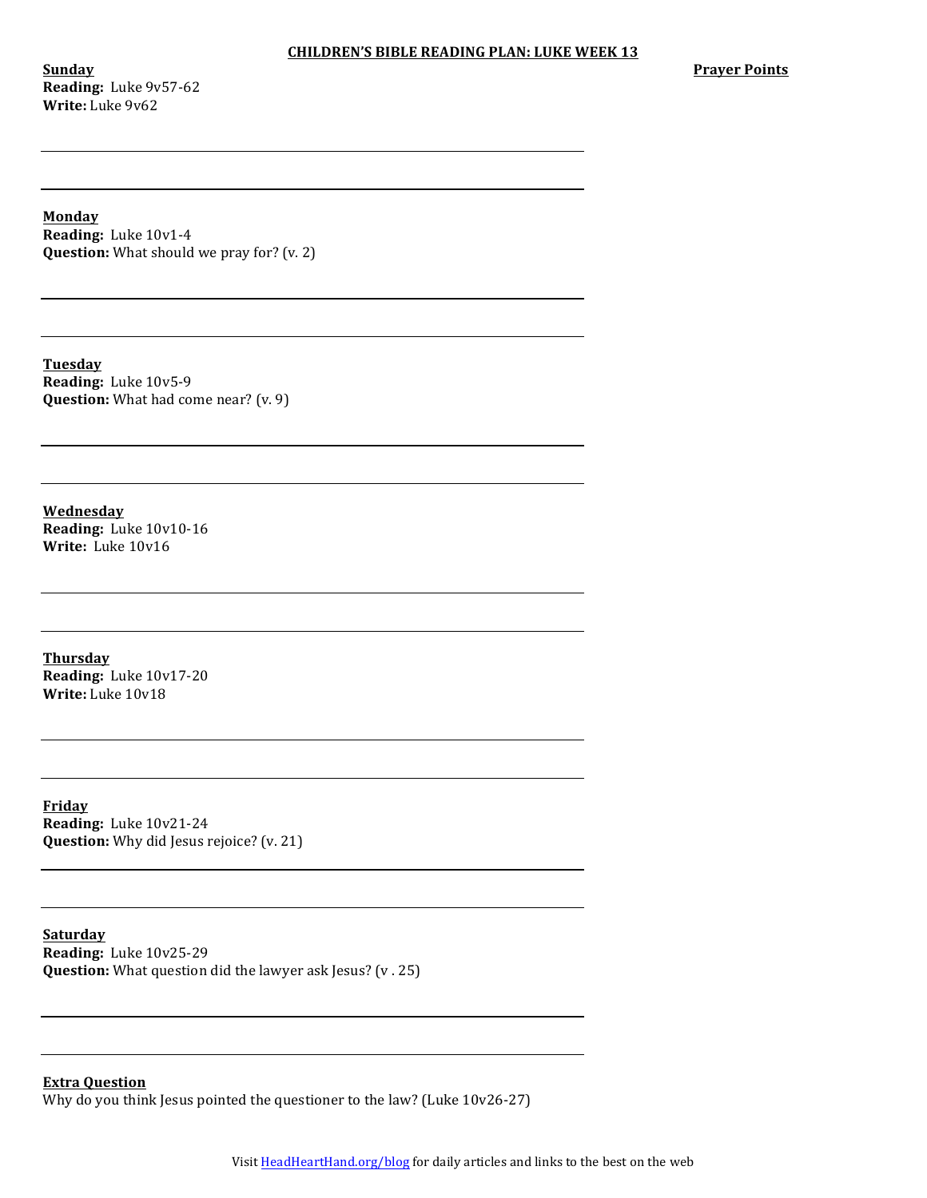# CHILDREN'S BIBLE READING PLAN: LUKE WEEK 13

**Prayer Points**

**Sunday**
**Reading:** Luke 9v57-62
**Write:** Luke 9v62

---

---

**Monday**
**Reading:** Luke 10v1-4
**Question:** What should we pray for? (v. 2)

---

---

**Tuesday**
**Reading:** Luke 10v5-9
**Question:** What had come near? (v. 9)

---

---

**Wednesday**
**Reading:** Luke 10v10-16
**Write:** Luke 10v16

---

---

**Thursday**
**Reading:** Luke 10v17-20
**Write:** Luke 10v18

---

---

**Friday**
**Reading:** Luke 10v21-24
**Question:** Why did Jesus rejoice? (v. 21)

---

---

**Saturday**
**Reading:** Luke 10v25-29
**Question:** What question did the lawyer ask Jesus? (v . 25)

---

---

**Extra Question**
Why do you think Jesus pointed the questioner to the law? (Luke 10v26-27)

Visit HeadHeartHand.org/blog for daily articles and links to the best on the web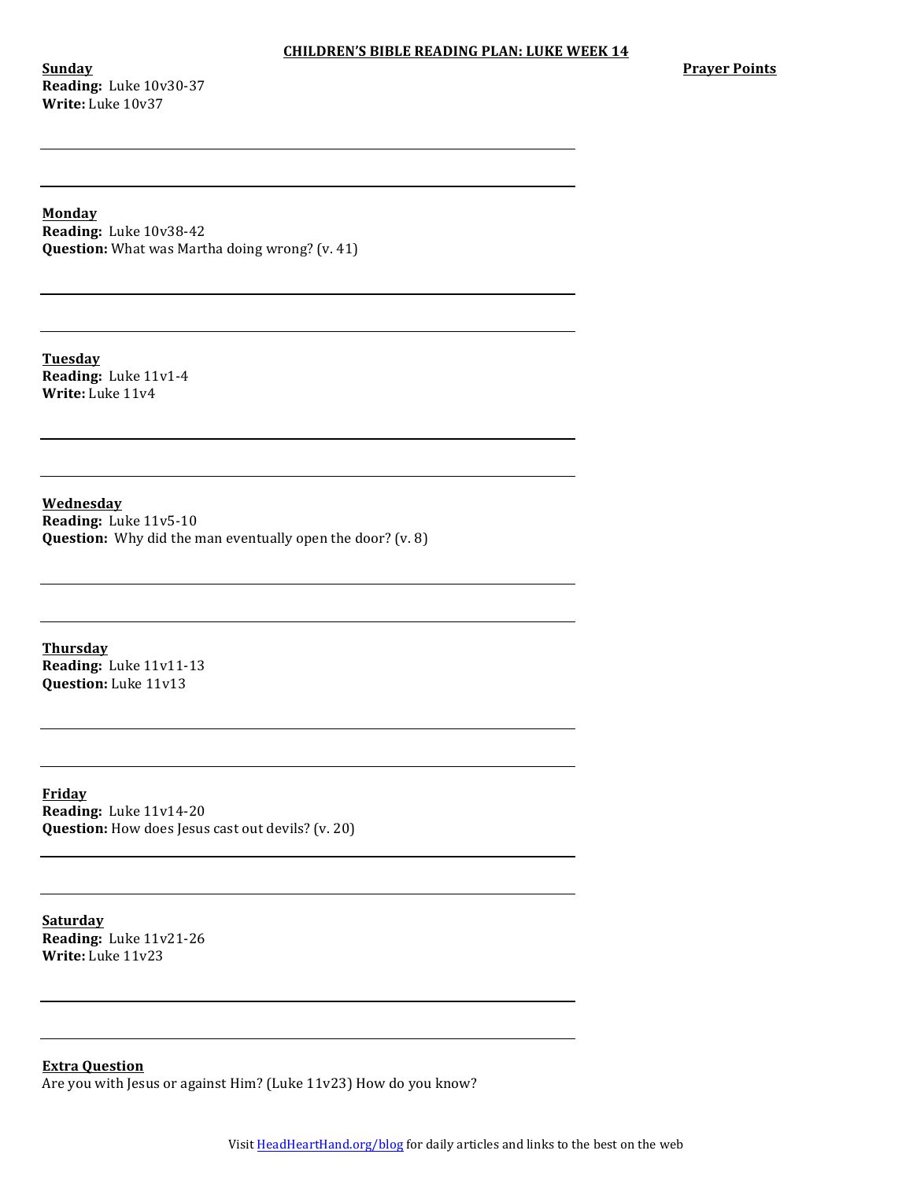# CHILDREN'S BIBLE READING PLAN: LUKE WEEK 14

**Prayer Points**

**Sunday**
**Reading:** Luke 10v30-37
**Write:** Luke 10v37

**Monday**
**Reading:** Luke 10v38-42
**Question:** What was Martha doing wrong? (v. 41)

**Tuesday**
**Reading:** Luke 11v1-4
**Write:** Luke 11v4

**Wednesday**
**Reading:** Luke 11v5-10
**Question:** Why did the man eventually open the door? (v. 8)

**Thursday**
**Reading:** Luke 11v11-13
**Question:** Luke 11v13

**Friday**
**Reading:** Luke 11v14-20
**Question:** How does Jesus cast out devils? (v. 20)

**Saturday**
**Reading:** Luke 11v21-26
**Write:** Luke 11v23

**Extra Question**
Are you with Jesus or against Him? (Luke 11v23) How do you know?

Visit HeadHeartHand.org/blog for daily articles and links to the best on the web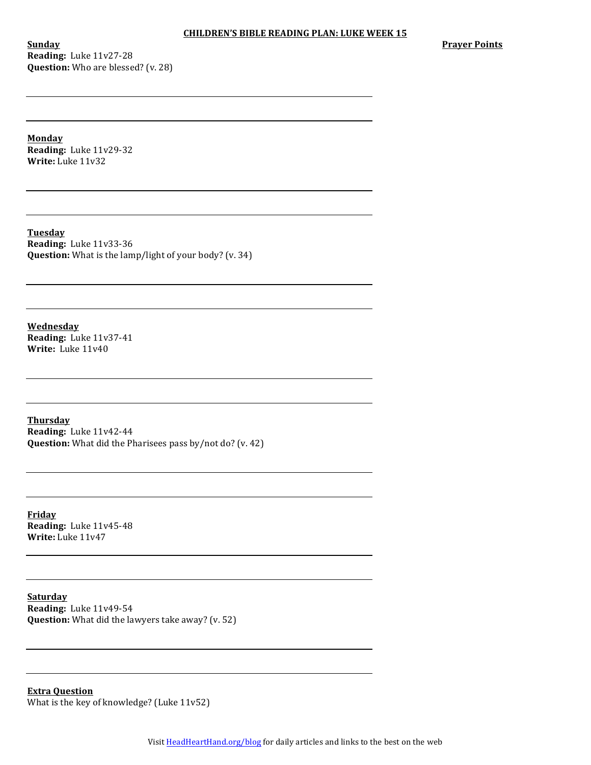# CHILDREN'S BIBLE READING PLAN: LUKE WEEK 15

**Prayer Points**

**Sunday**
**Reading:** Luke 11v27-28
**Question:** Who are blessed? (v. 28)

**Monday**
**Reading:** Luke 11v29-32
**Write:** Luke 11v32

**Tuesday**
**Reading:** Luke 11v33-36
**Question:** What is the lamp/light of your body? (v. 34)

**Wednesday**
**Reading:** Luke 11v37-41
**Write:** Luke 11v40

**Thursday**
**Reading:** Luke 11v42-44
**Question:** What did the Pharisees pass by/not do? (v. 42)

**Friday**
**Reading:** Luke 11v45-48
**Write:** Luke 11v47

**Saturday**
**Reading:** Luke 11v49-54
**Question:** What did the lawyers take away? (v. 52)

**Extra Question**
What is the key of knowledge? (Luke 11v52)

Visit HeadHeartHand.org/blog for daily articles and links to the best on the web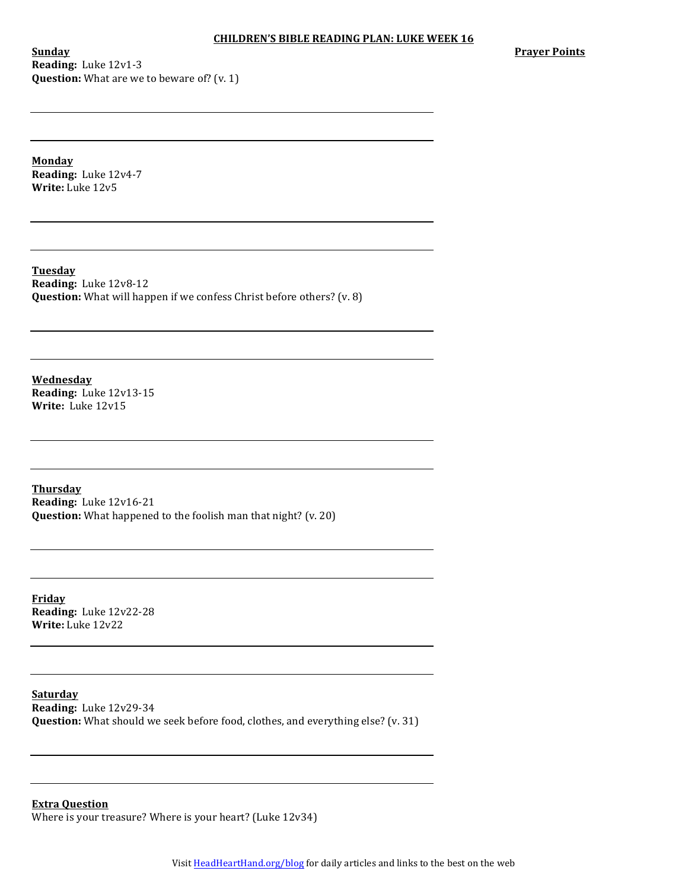## CHILDREN'S BIBLE READING PLAN: LUKE WEEK 16

**Prayer Points**

**Sunday**
**Reading:** Luke 12v1-3
**Question:** What are we to beware of? (v. 1)

**Monday**
**Reading:** Luke 12v4-7
**Write:** Luke 12v5

**Tuesday**
**Reading:** Luke 12v8-12
**Question:** What will happen if we confess Christ before others? (v. 8)

**Wednesday**
**Reading:** Luke 12v13-15
**Write:** Luke 12v15

**Thursday**
**Reading:** Luke 12v16-21
**Question:** What happened to the foolish man that night? (v. 20)

**Friday**
**Reading:** Luke 12v22-28
**Write:** Luke 12v22

**Saturday**
**Reading:** Luke 12v29-34
**Question:** What should we seek before food, clothes, and everything else? (v. 31)

**Extra Question**
Where is your treasure? Where is your heart? (Luke 12v34)

Visit HeadHeartHand.org/blog for daily articles and links to the best on the web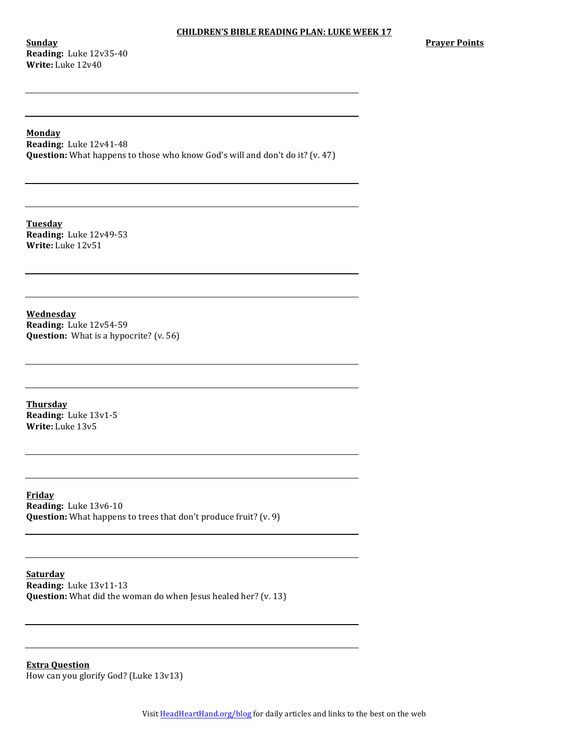# CHILDREN'S BIBLE READING PLAN: LUKE WEEK 17

**Prayer Points**

**Sunday**
**Reading:** Luke 12v35-40
**Write:** Luke 12v40

**Monday**
**Reading:** Luke 12v41-48
**Question:** What happens to those who know God's will and don't do it? (v. 47)

**Tuesday**
**Reading:** Luke 12v49-53
**Write:** Luke 12v51

**Wednesday**
**Reading:** Luke 12v54-59
**Question:** What is a hypocrite? (v. 56)

**Thursday**
**Reading:** Luke 13v1-5
**Write:** Luke 13v5

**Friday**
**Reading:** Luke 13v6-10
**Question:** What happens to trees that don't produce fruit? (v. 9)

**Saturday**
**Reading:** Luke 13v11-13
**Question:** What did the woman do when Jesus healed her? (v. 13)

**Extra Question**
How can you glorify God? (Luke 13v13)

Visit HeadHeartHand.org/blog for daily articles and links to the best on the web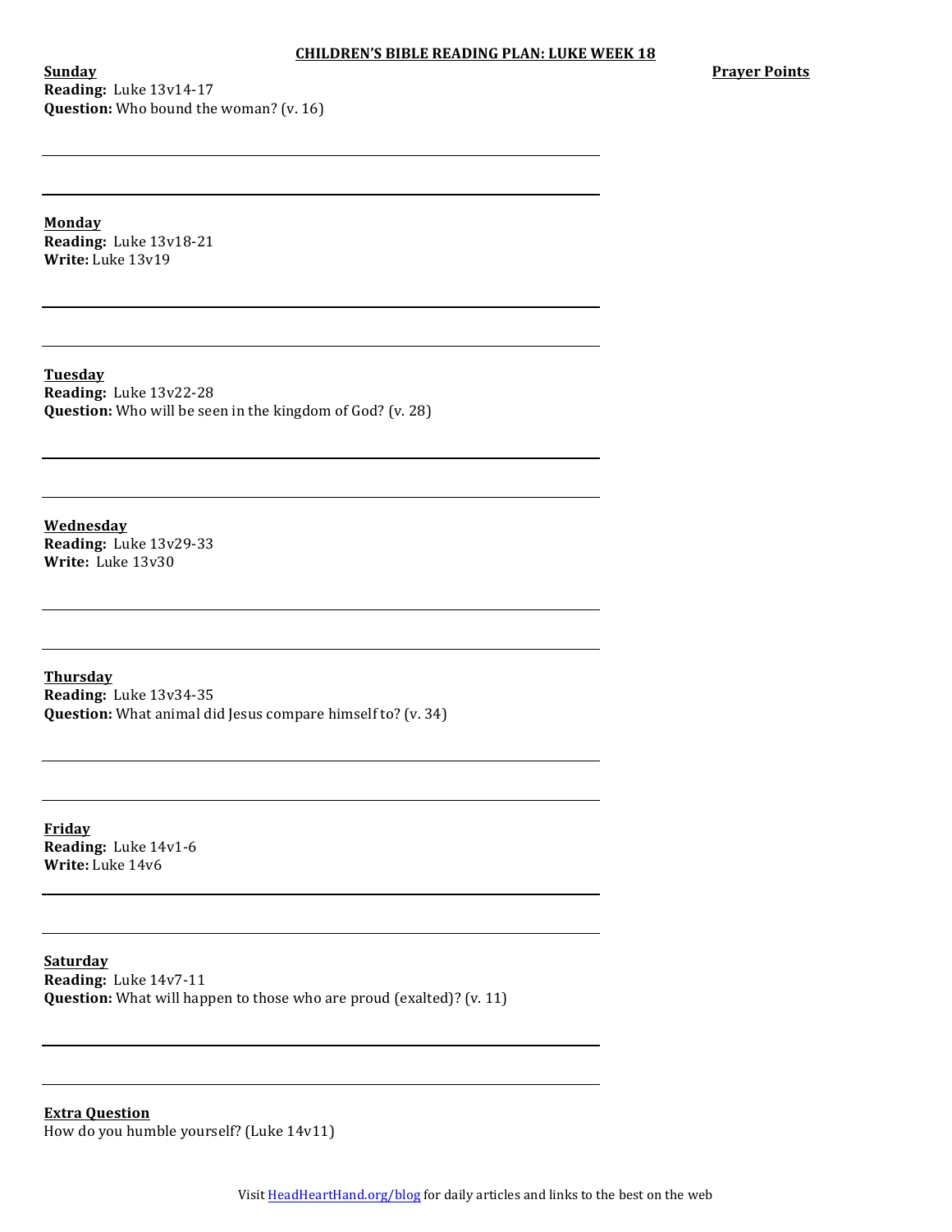**CHILDREN'S BIBLE READING PLAN: LUKE WEEK 18**

**Prayer Points**

**Sunday**
**Reading:** Luke 13v14-17
**Question:** Who bound the woman? (v. 16)

**Monday**
**Reading:** Luke 13v18-21
**Write:** Luke 13v19

**Tuesday**
**Reading:** Luke 13v22-28
**Question:** Who will be seen in the kingdom of God? (v. 28)

**Wednesday**
**Reading:** Luke 13v29-33
**Write:** Luke 13v30

**Thursday**
**Reading:** Luke 13v34-35
**Question:** What animal did Jesus compare himself to? (v. 34)

**Friday**
**Reading:** Luke 14v1-6
**Write:** Luke 14v6

**Saturday**
**Reading:** Luke 14v7-11
**Question:** What will happen to those who are proud (exalted)? (v. 11)

**Extra Question**
How do you humble yourself? (Luke 14v11)

Visit HeadHeartHand.org/blog for daily articles and links to the best on the web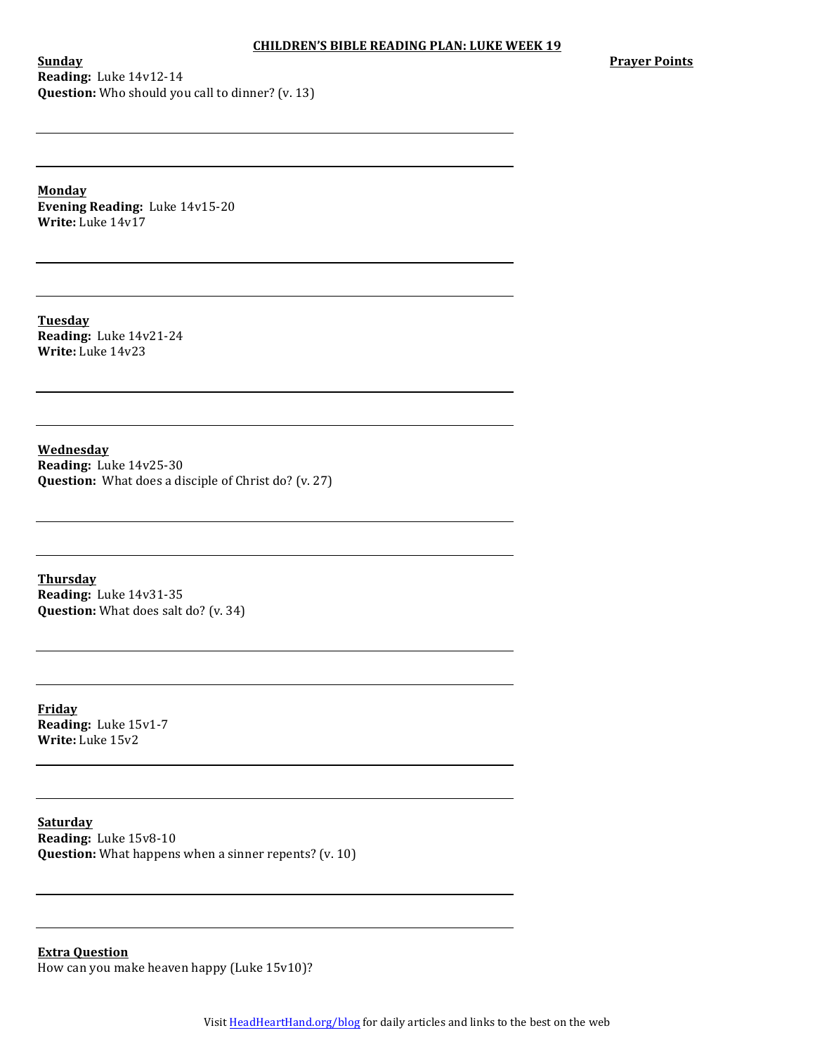# CHILDREN'S BIBLE READING PLAN: LUKE WEEK 19

**Prayer Points**

**Sunday**
**Reading:** Luke 14v12-14
**Question:** Who should you call to dinner? (v. 13)

**Monday**
**Evening Reading:** Luke 14v15-20
**Write:** Luke 14v17

**Tuesday**
**Reading:** Luke 14v21-24
**Write:** Luke 14v23

**Wednesday**
**Reading:** Luke 14v25-30
**Question:** What does a disciple of Christ do? (v. 27)

**Thursday**
**Reading:** Luke 14v31-35
**Question:** What does salt do? (v. 34)

**Friday**
**Reading:** Luke 15v1-7
**Write:** Luke 15v2

**Saturday**
**Reading:** Luke 15v8-10
**Question:** What happens when a sinner repents? (v. 10)

**Extra Question**
How can you make heaven happy (Luke 15v10)?

Visit HeadHeartHand.org/blog for daily articles and links to the best on the web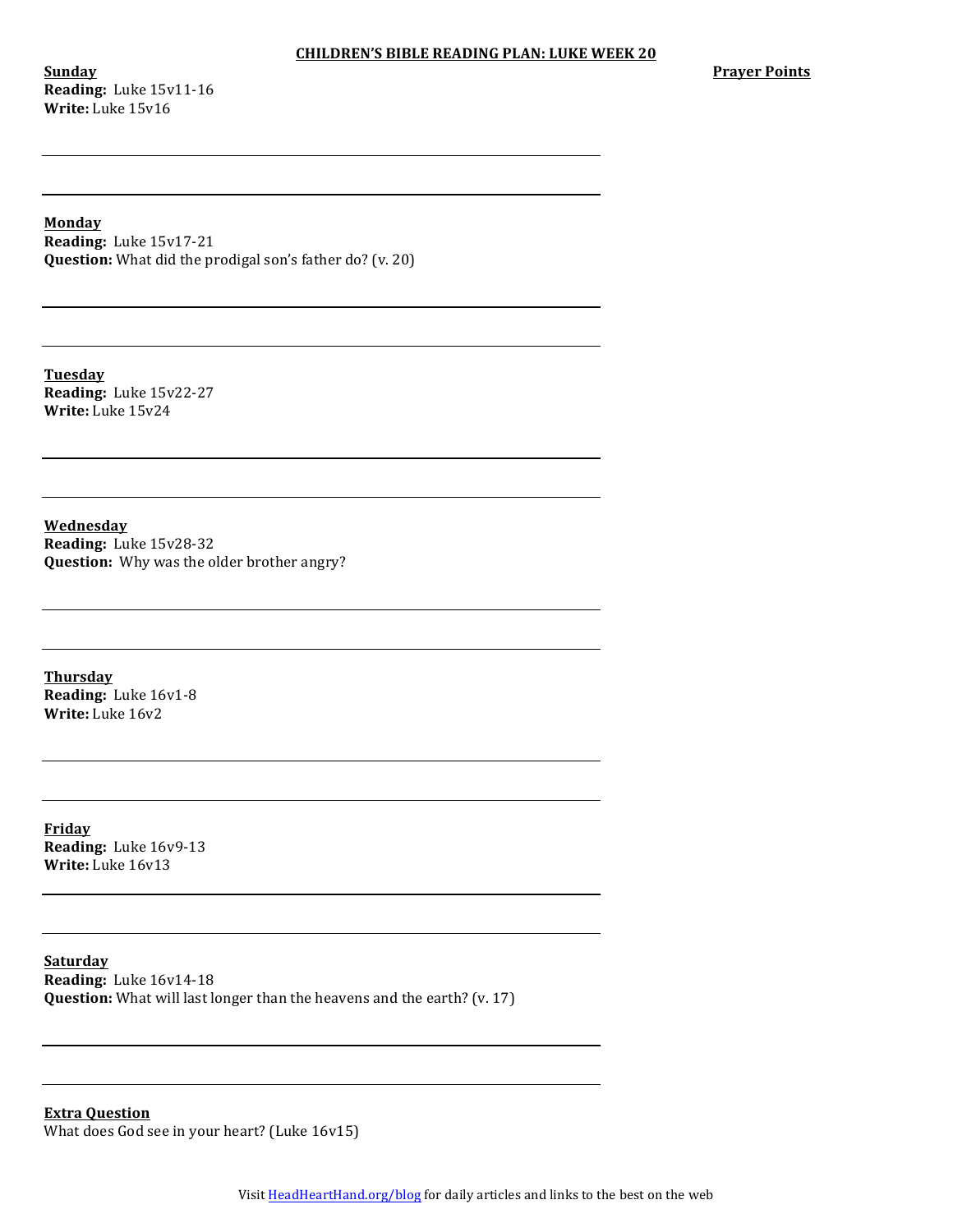## CHILDREN'S BIBLE READING PLAN: LUKE WEEK 20

**Prayer Points**

**Sunday**
**Reading:** Luke 15v11-16
**Write:** Luke 15v16

**Monday**
**Reading:** Luke 15v17-21
**Question:** What did the prodigal son's father do? (v. 20)

**Tuesday**
**Reading:** Luke 15v22-27
**Write:** Luke 15v24

**Wednesday**
**Reading:** Luke 15v28-32
**Question:** Why was the older brother angry?

**Thursday**
**Reading:** Luke 16v1-8
**Write:** Luke 16v2

**Friday**
**Reading:** Luke 16v9-13
**Write:** Luke 16v13

**Saturday**
**Reading:** Luke 16v14-18
**Question:** What will last longer than the heavens and the earth? (v. 17)

**Extra Question**
What does God see in your heart? (Luke 16v15)

Visit HeadHeartHand.org/blog for daily articles and links to the best on the web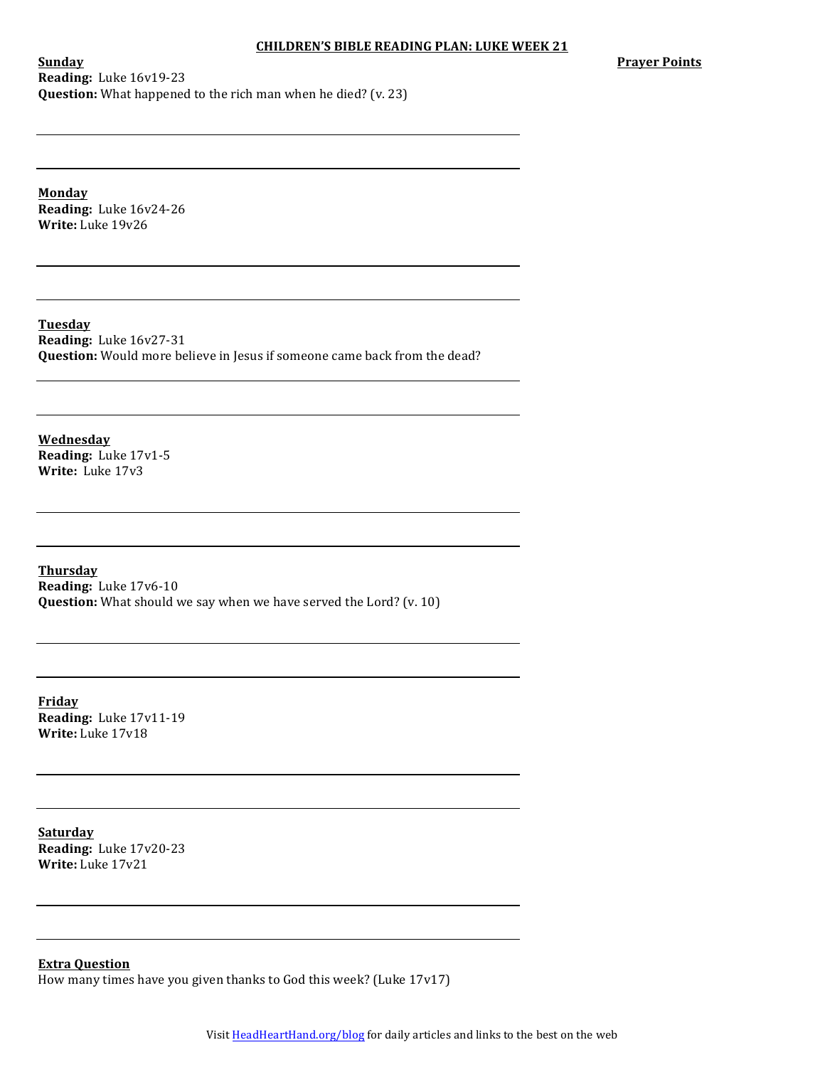**CHILDREN'S BIBLE READING PLAN: LUKE WEEK 21**

**Prayer Points**

**Sunday**
**Reading:** Luke 16v19-23
**Question:** What happened to the rich man when he died? (v. 23)

**Monday**
**Reading:** Luke 16v24-26
**Write:** Luke 19v26

**Tuesday**
**Reading:** Luke 16v27-31
**Question:** Would more believe in Jesus if someone came back from the dead?

**Wednesday**
**Reading:** Luke 17v1-5
**Write:** Luke 17v3

**Thursday**
**Reading:** Luke 17v6-10
**Question:** What should we say when we have served the Lord? (v. 10)

**Friday**
**Reading:** Luke 17v11-19
**Write:** Luke 17v18

**Saturday**
**Reading:** Luke 17v20-23
**Write:** Luke 17v21

**Extra Question**
How many times have you given thanks to God this week? (Luke 17v17)

Visit HeadHeartHand.org/blog for daily articles and links to the best on the web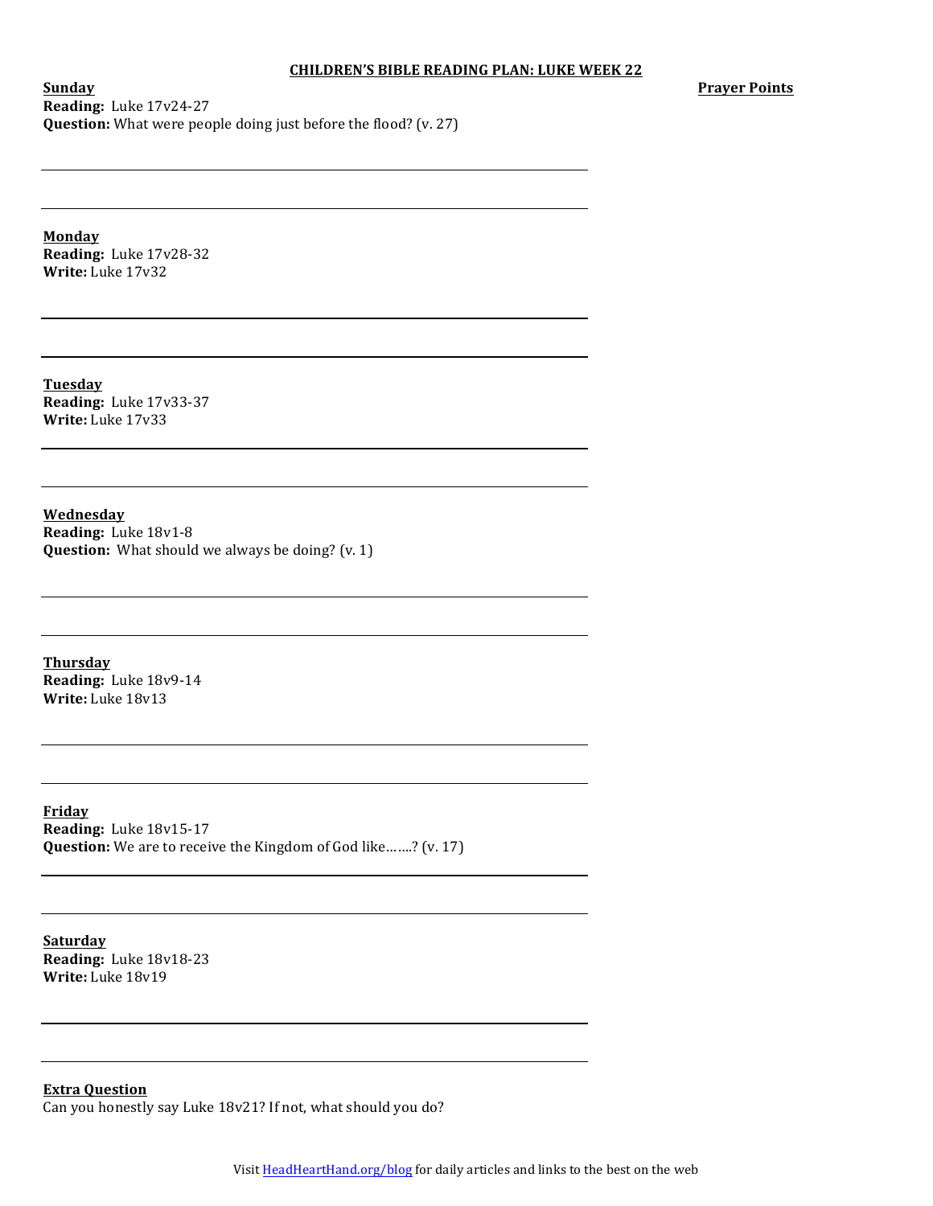# CHILDREN'S BIBLE READING PLAN: LUKE WEEK 22

**Prayer Points**

**Sunday**
**Reading:** Luke 17v24-27
**Question:** What were people doing just before the flood? (v. 27)

**Monday**
**Reading:** Luke 17v28-32
**Write:** Luke 17v32

**Tuesday**
**Reading:** Luke 17v33-37
**Write:** Luke 17v33

**Wednesday**
**Reading:** Luke 18v1-8
**Question:** What should we always be doing? (v. 1)

**Thursday**
**Reading:** Luke 18v9-14
**Write:** Luke 18v13

**Friday**
**Reading:** Luke 18v15-17
**Question:** We are to receive the Kingdom of God like…….? (v. 17)

**Saturday**
**Reading:** Luke 18v18-23
**Write:** Luke 18v19

**Extra Question**
Can you honestly say Luke 18v21? If not, what should you do?

Visit HeadHeartHand.org/blog for daily articles and links to the best on the web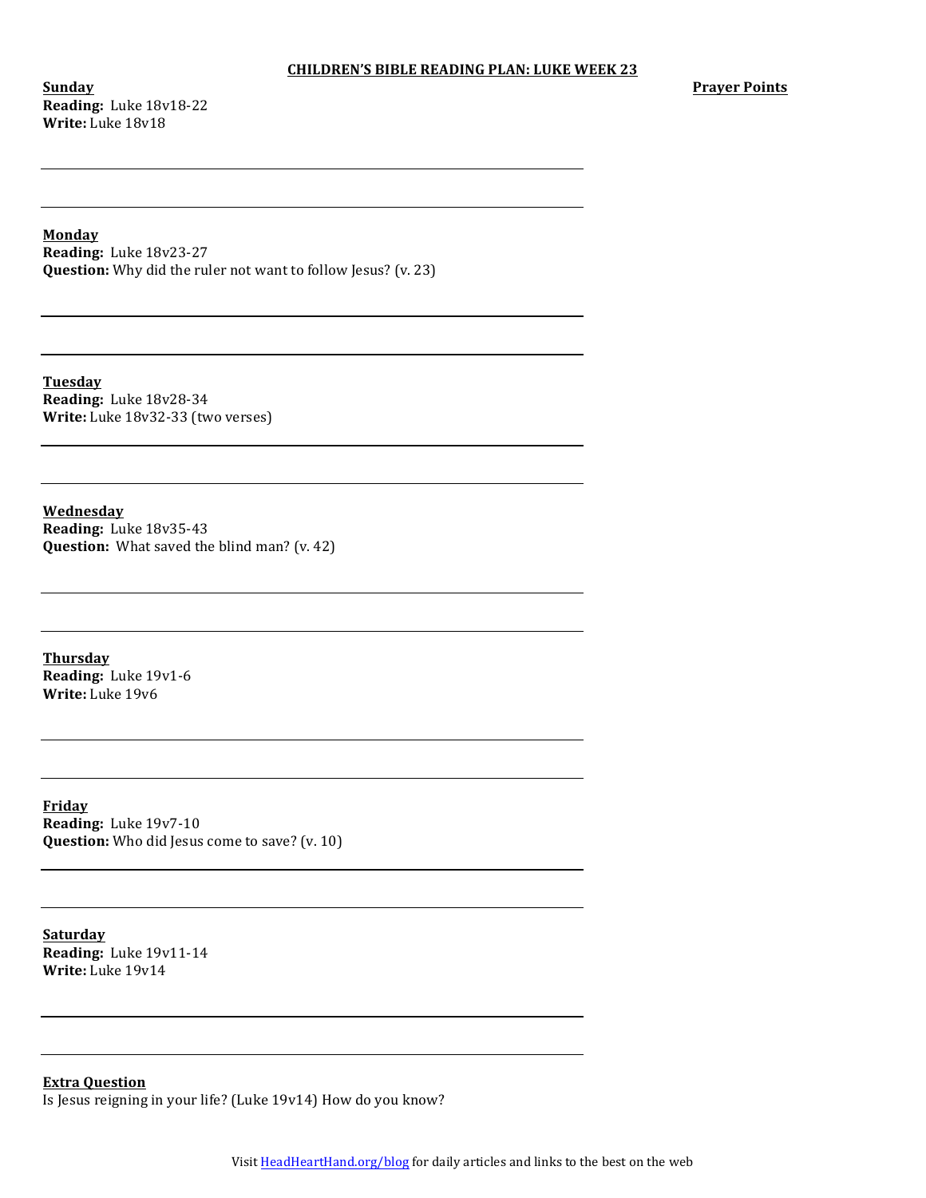**CHILDREN'S BIBLE READING PLAN: LUKE WEEK 23**

**Prayer Points**

**Sunday**
**Reading:** Luke 18v18-22
**Write:** Luke 18v18

**Monday**
**Reading:** Luke 18v23-27
**Question:** Why did the ruler not want to follow Jesus? (v. 23)

**Tuesday**
**Reading:** Luke 18v28-34
**Write:** Luke 18v32-33 (two verses)

**Wednesday**
**Reading:** Luke 18v35-43
**Question:** What saved the blind man? (v. 42)

**Thursday**
**Reading:** Luke 19v1-6
**Write:** Luke 19v6

**Friday**
**Reading:** Luke 19v7-10
**Question:** Who did Jesus come to save? (v. 10)

**Saturday**
**Reading:** Luke 19v11-14
**Write:** Luke 19v14

**Extra Question**
Is Jesus reigning in your life? (Luke 19v14) How do you know?

Visit HeadHeartHand.org/blog for daily articles and links to the best on the web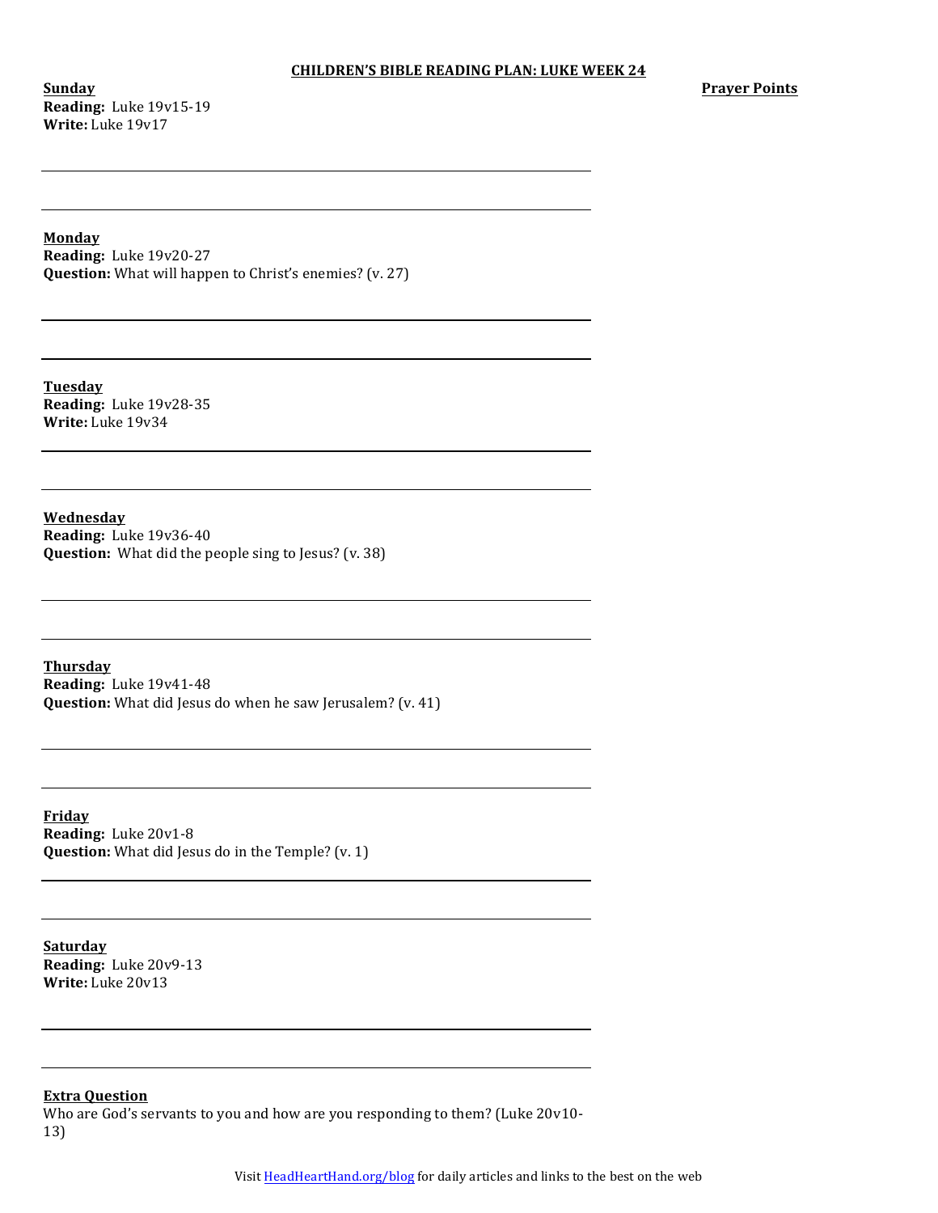# CHILDREN'S BIBLE READING PLAN: LUKE WEEK 24

**Prayer Points**

**Sunday**
**Reading:** Luke 19v15-19
**Write:** Luke 19v17

**Monday**
**Reading:** Luke 19v20-27
**Question:** What will happen to Christ's enemies? (v. 27)

**Tuesday**
**Reading:** Luke 19v28-35
**Write:** Luke 19v34

**Wednesday**
**Reading:** Luke 19v36-40
**Question:** What did the people sing to Jesus? (v. 38)

**Thursday**
**Reading:** Luke 19v41-48
**Question:** What did Jesus do when he saw Jerusalem? (v. 41)

**Friday**
**Reading:** Luke 20v1-8
**Question:** What did Jesus do in the Temple? (v. 1)

**Saturday**
**Reading:** Luke 20v9-13
**Write:** Luke 20v13

**Extra Question**
Who are God's servants to you and how are you responding to them? (Luke 20v10-13)

Visit HeadHeartHand.org/blog for daily articles and links to the best on the web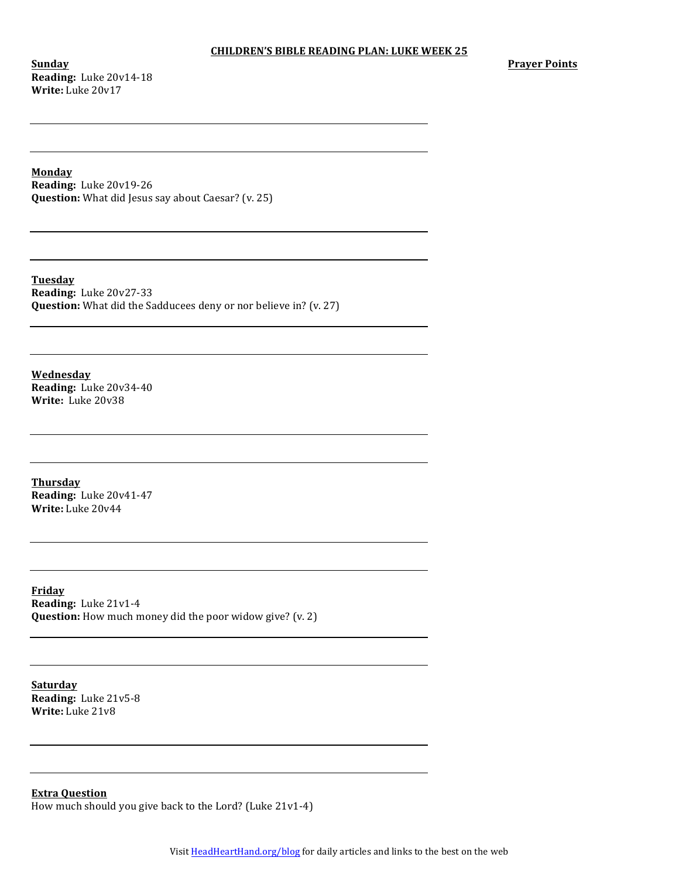**CHILDREN'S BIBLE READING PLAN: LUKE WEEK 25**

**Prayer Points**

**Sunday**
**Reading:** Luke 20v14-18
**Write:** Luke 20v17

**Monday**
**Reading:** Luke 20v19-26
**Question:** What did Jesus say about Caesar? (v. 25)

**Tuesday**
**Reading:** Luke 20v27-33
**Question:** What did the Sadducees deny or nor believe in? (v. 27)

**Wednesday**
**Reading:** Luke 20v34-40
**Write:** Luke 20v38

**Thursday**
**Reading:** Luke 20v41-47
**Write:** Luke 20v44

**Friday**
**Reading:** Luke 21v1-4
**Question:** How much money did the poor widow give? (v. 2)

**Saturday**
**Reading:** Luke 21v5-8
**Write:** Luke 21v8

**Extra Question**
How much should you give back to the Lord? (Luke 21v1-4)

Visit HeadHeartHand.org/blog for daily articles and links to the best on the web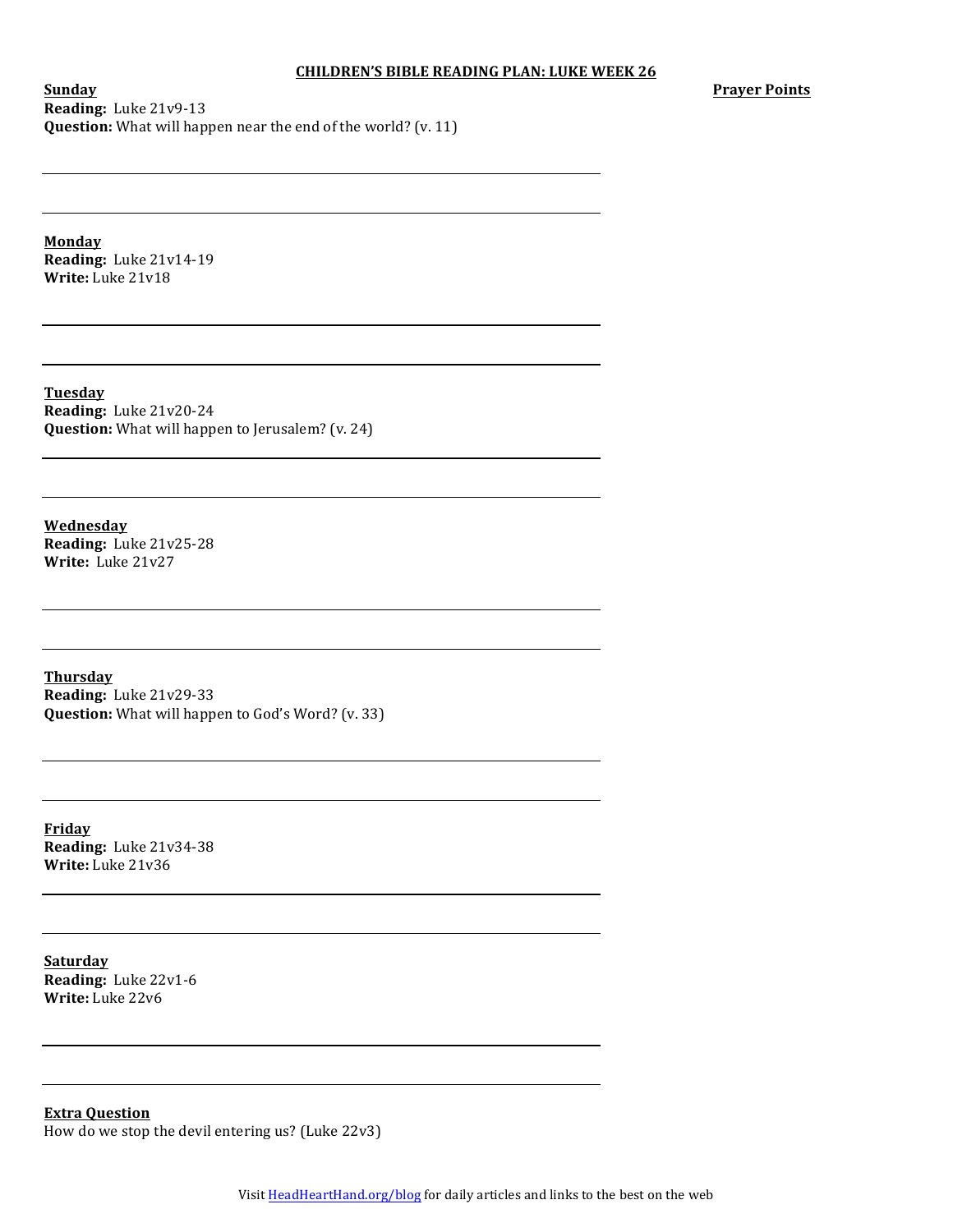**CHILDREN'S BIBLE READING PLAN: LUKE WEEK 26**

**Prayer Points**

**Sunday**
**Reading:** Luke 21v9-13
**Question:** What will happen near the end of the world? (v. 11)

**Monday**
**Reading:** Luke 21v14-19
**Write:** Luke 21v18

**Tuesday**
**Reading:** Luke 21v20-24
**Question:** What will happen to Jerusalem? (v. 24)

**Wednesday**
**Reading:** Luke 21v25-28
**Write:** Luke 21v27

**Thursday**
**Reading:** Luke 21v29-33
**Question:** What will happen to God's Word? (v. 33)

**Friday**
**Reading:** Luke 21v34-38
**Write:** Luke 21v36

**Saturday**
**Reading:** Luke 22v1-6
**Write:** Luke 22v6

**Extra Question**
How do we stop the devil entering us? (Luke 22v3)

Visit HeadHeartHand.org/blog for daily articles and links to the best on the web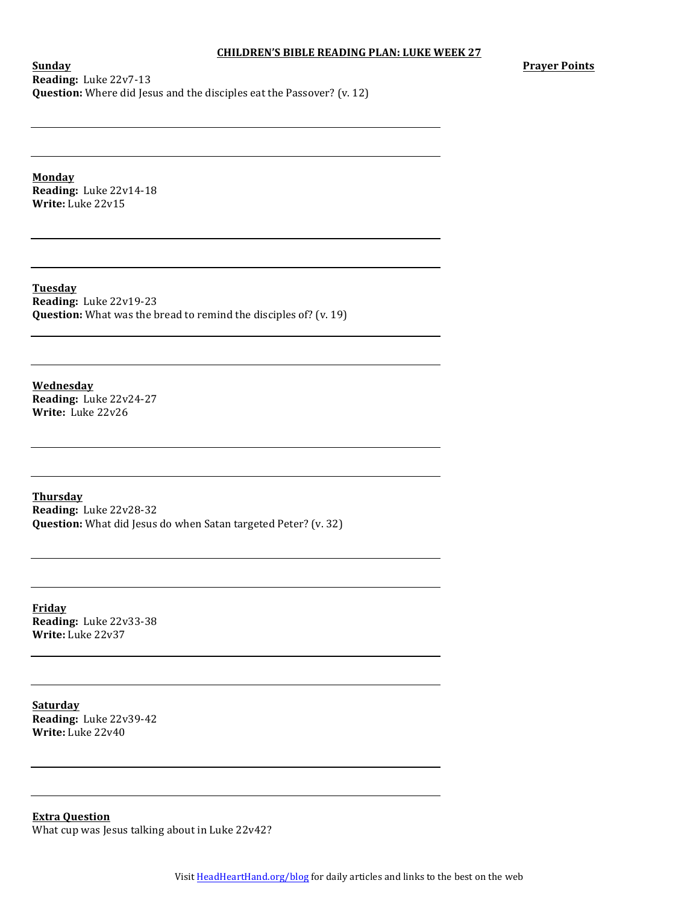# CHILDREN'S BIBLE READING PLAN: LUKE WEEK 27

**Prayer Points**

**Sunday**
**Reading:** Luke 22v7-13
**Question:** Where did Jesus and the disciples eat the Passover? (v. 12)

**Monday**
**Reading:** Luke 22v14-18
**Write:** Luke 22v15

**Tuesday**
**Reading:** Luke 22v19-23
**Question:** What was the bread to remind the disciples of? (v. 19)

**Wednesday**
**Reading:** Luke 22v24-27
**Write:** Luke 22v26

**Thursday**
**Reading:** Luke 22v28-32
**Question:** What did Jesus do when Satan targeted Peter? (v. 32)

**Friday**
**Reading:** Luke 22v33-38
**Write:** Luke 22v37

**Saturday**
**Reading:** Luke 22v39-42
**Write:** Luke 22v40

**Extra Question**
What cup was Jesus talking about in Luke 22v42?

Visit HeadHeartHand.org/blog for daily articles and links to the best on the web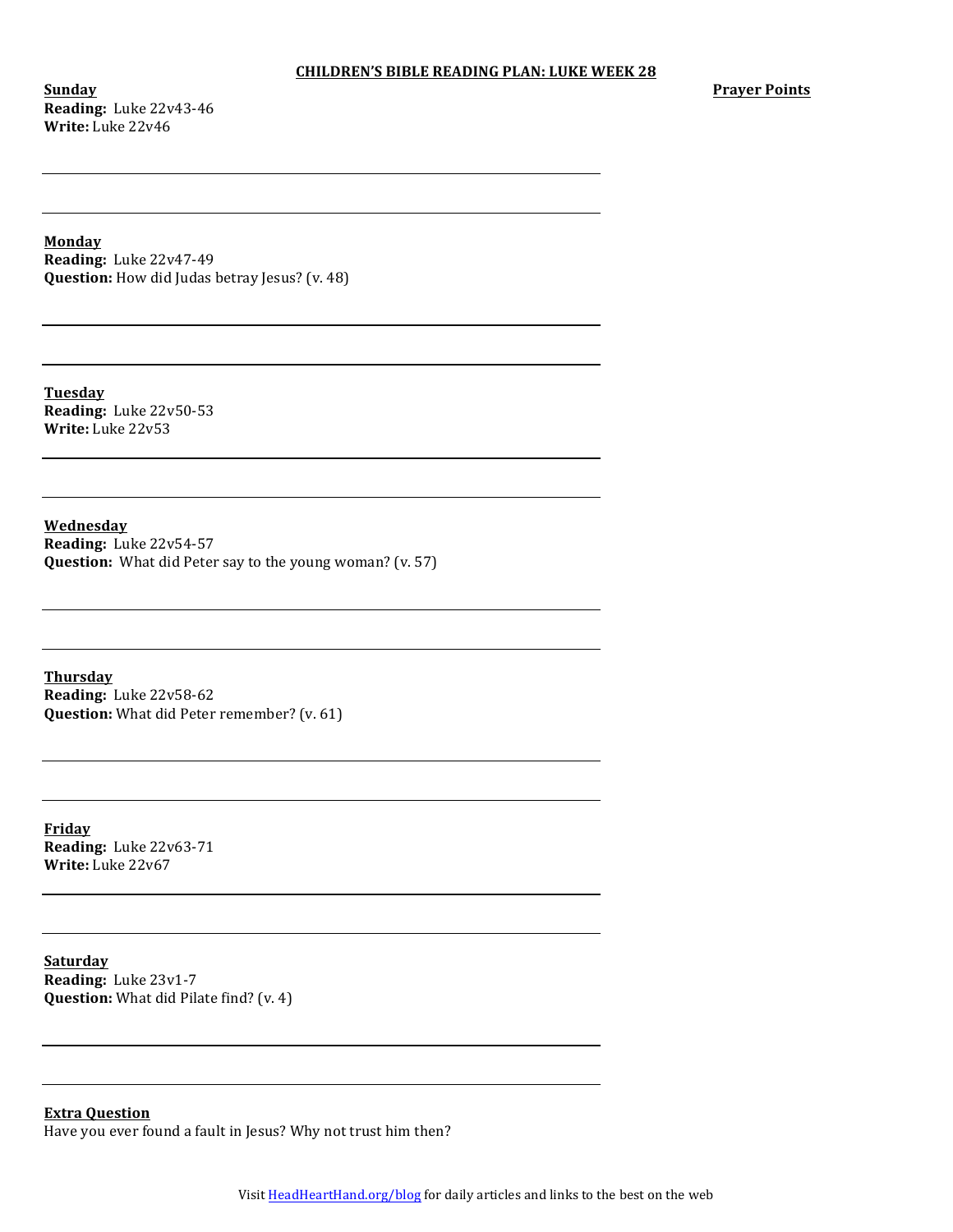# CHILDREN'S BIBLE READING PLAN: LUKE WEEK 28

**Prayer Points**

**Sunday**
**Reading:** Luke 22v43-46
**Write:** Luke 22v46

**Monday**
**Reading:** Luke 22v47-49
**Question:** How did Judas betray Jesus? (v. 48)

**Tuesday**
**Reading:** Luke 22v50-53
**Write:** Luke 22v53

**Wednesday**
**Reading:** Luke 22v54-57
**Question:** What did Peter say to the young woman? (v. 57)

**Thursday**
**Reading:** Luke 22v58-62
**Question:** What did Peter remember? (v. 61)

**Friday**
**Reading:** Luke 22v63-71
**Write:** Luke 22v67

**Saturday**
**Reading:** Luke 23v1-7
**Question:** What did Pilate find? (v. 4)

**Extra Question**
Have you ever found a fault in Jesus? Why not trust him then?

Visit HeadHeartHand.org/blog for daily articles and links to the best on the web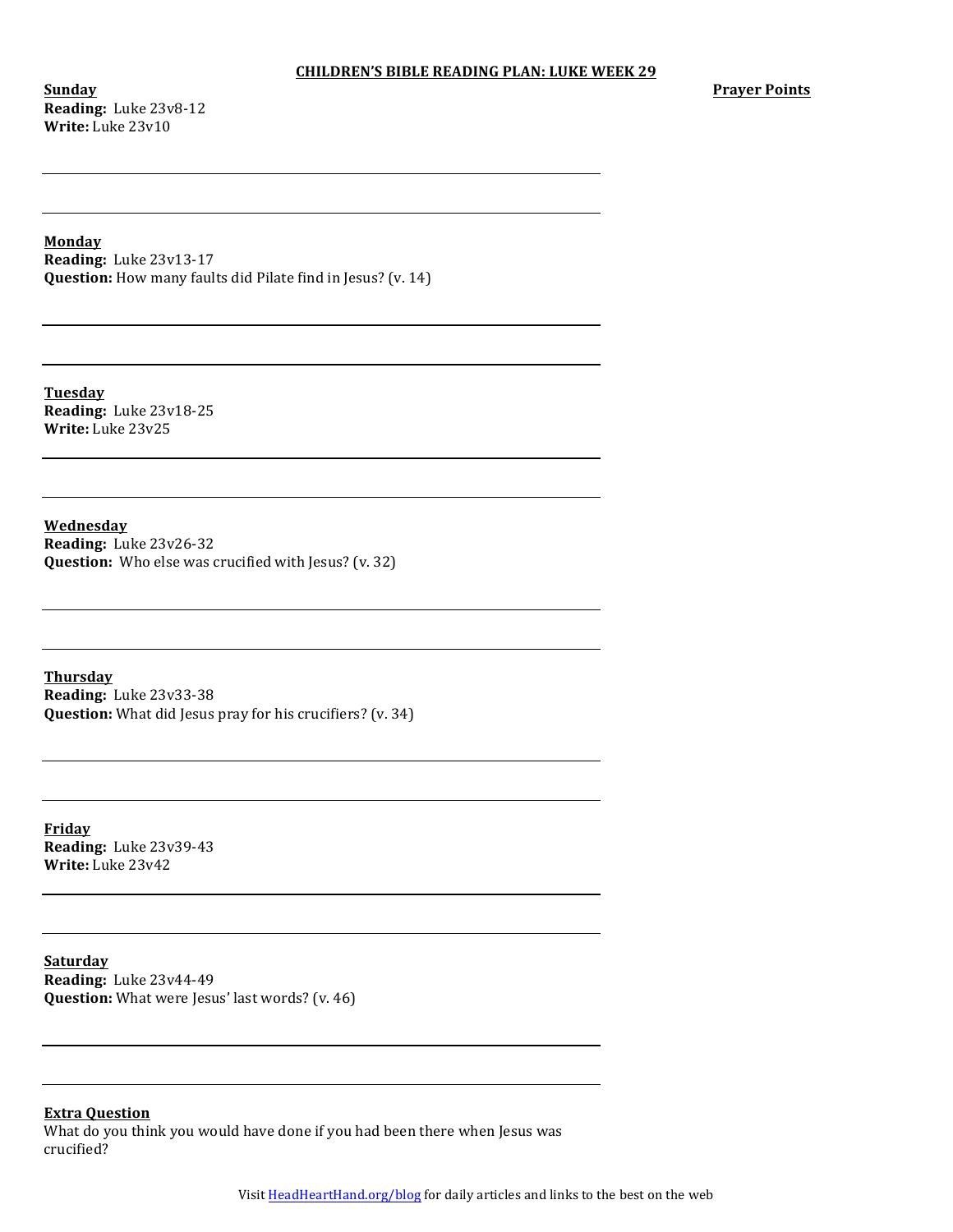# CHILDREN'S BIBLE READING PLAN: LUKE WEEK 29

**Prayer Points**

**Sunday**
**Reading:** Luke 23v8-12
**Write:** Luke 23v10

**Monday**
**Reading:** Luke 23v13-17
**Question:** How many faults did Pilate find in Jesus? (v. 14)

**Tuesday**
**Reading:** Luke 23v18-25
**Write:** Luke 23v25

**Wednesday**
**Reading:** Luke 23v26-32
**Question:** Who else was crucified with Jesus? (v. 32)

**Thursday**
**Reading:** Luke 23v33-38
**Question:** What did Jesus pray for his crucifiers? (v. 34)

**Friday**
**Reading:** Luke 23v39-43
**Write:** Luke 23v42

**Saturday**
**Reading:** Luke 23v44-49
**Question:** What were Jesus' last words? (v. 46)

**Extra Question**
What do you think you would have done if you had been there when Jesus was crucified?

Visit HeadHeartHand.org/blog for daily articles and links to the best on the web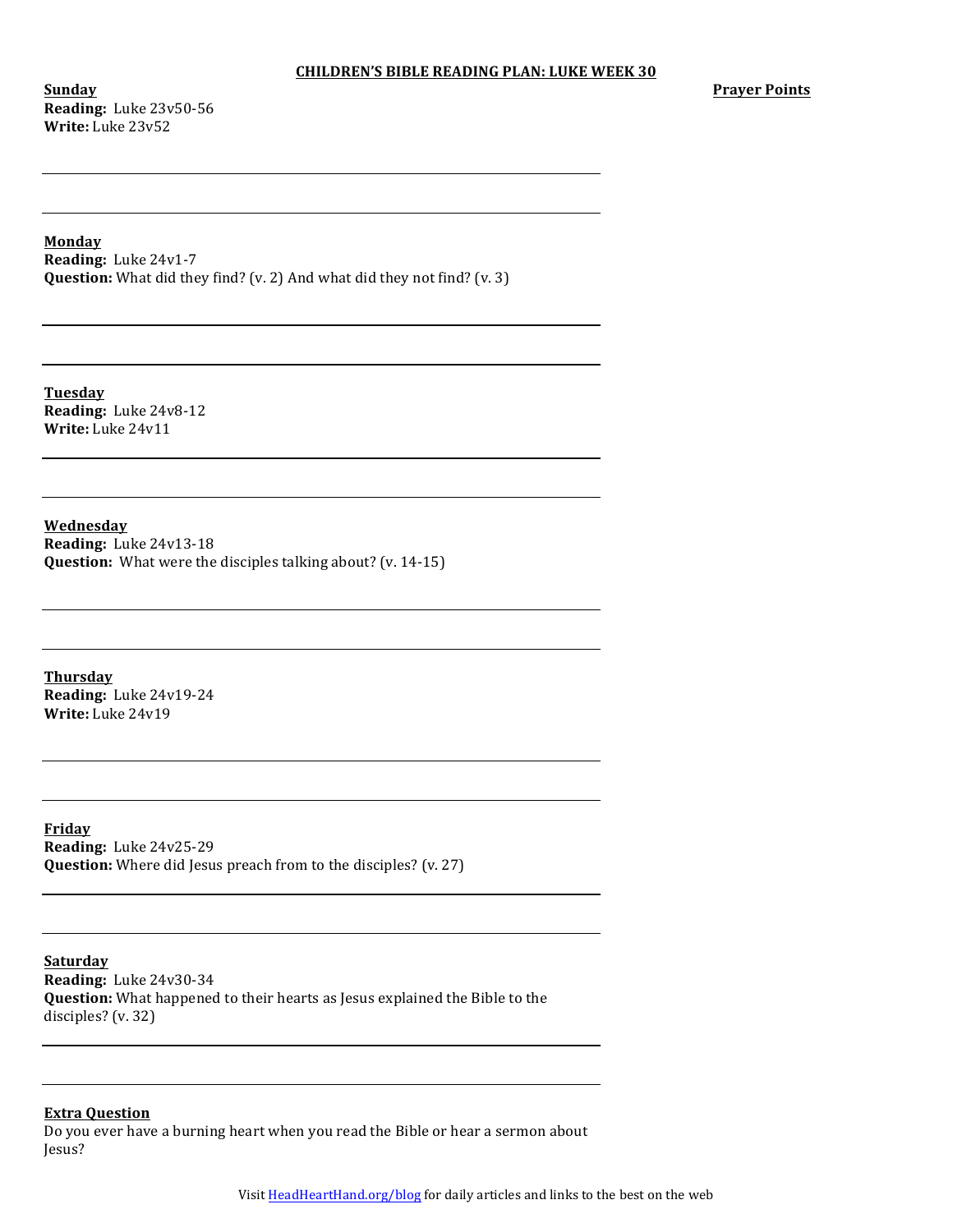# CHILDREN'S BIBLE READING PLAN: LUKE WEEK 30

**Prayer Points**

**Sunday**
**Reading:** Luke 23v50-56
**Write:** Luke 23v52

**Monday**
**Reading:** Luke 24v1-7
**Question:** What did they find? (v. 2) And what did they not find? (v. 3)

**Tuesday**
**Reading:** Luke 24v8-12
**Write:** Luke 24v11

**Wednesday**
**Reading:** Luke 24v13-18
**Question:** What were the disciples talking about? (v. 14-15)

**Thursday**
**Reading:** Luke 24v19-24
**Write:** Luke 24v19

**Friday**
**Reading:** Luke 24v25-29
**Question:** Where did Jesus preach from to the disciples? (v. 27)

**Saturday**
**Reading:** Luke 24v30-34
**Question:** What happened to their hearts as Jesus explained the Bible to the disciples? (v. 32)

**Extra Question**
Do you ever have a burning heart when you read the Bible or hear a sermon about Jesus?

Visit HeadHeartHand.org/blog for daily articles and links to the best on the web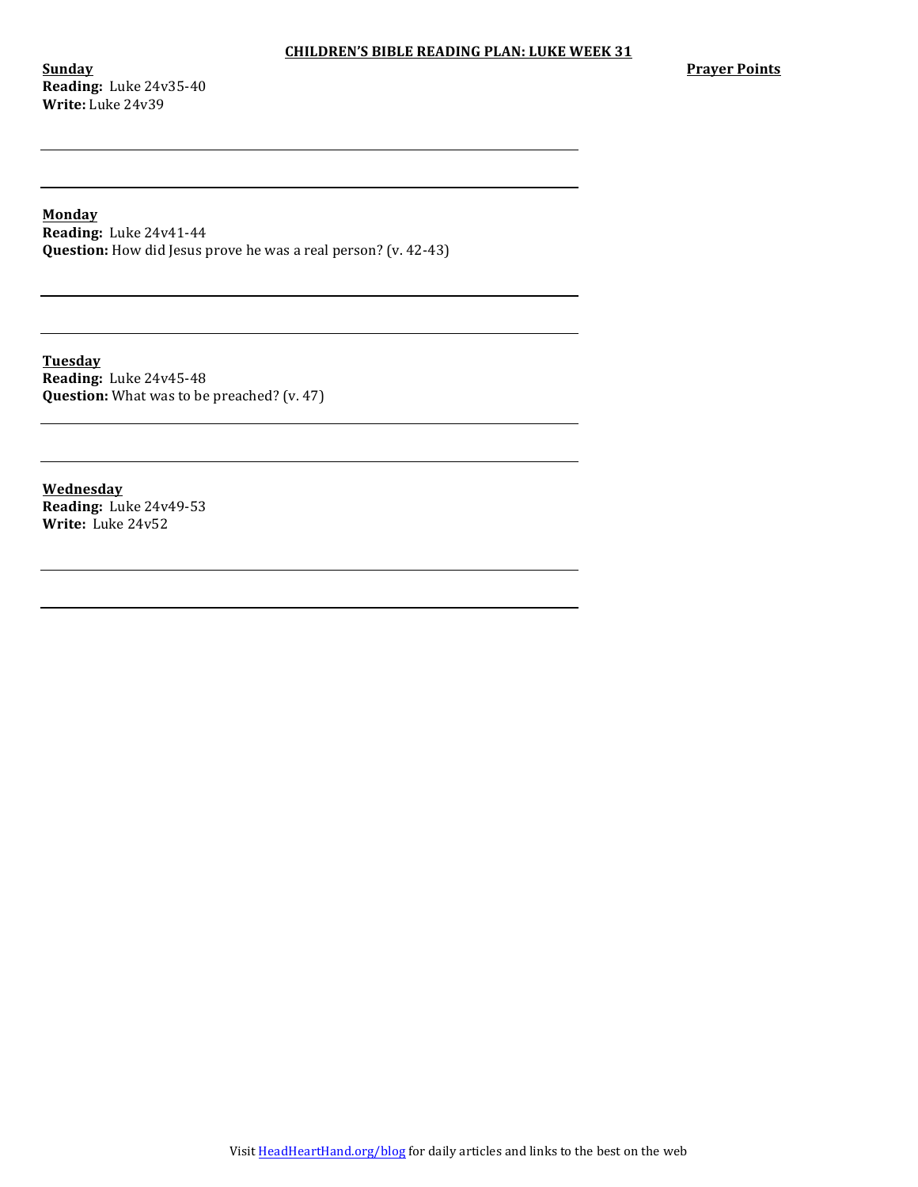# CHILDREN'S BIBLE READING PLAN: LUKE WEEK 31

**Prayer Points**

**Sunday**
**Reading:** Luke 24v35-40
**Write:** Luke 24v39

**Monday**
**Reading:** Luke 24v41-44
**Question:** How did Jesus prove he was a real person? (v. 42-43)

**Tuesday**
**Reading:** Luke 24v45-48
**Question:** What was to be preached? (v. 47)

**Wednesday**
**Reading:** Luke 24v49-53
**Write:** Luke 24v52

Visit HeadHeartHand.org/blog for daily articles and links to the best on the web